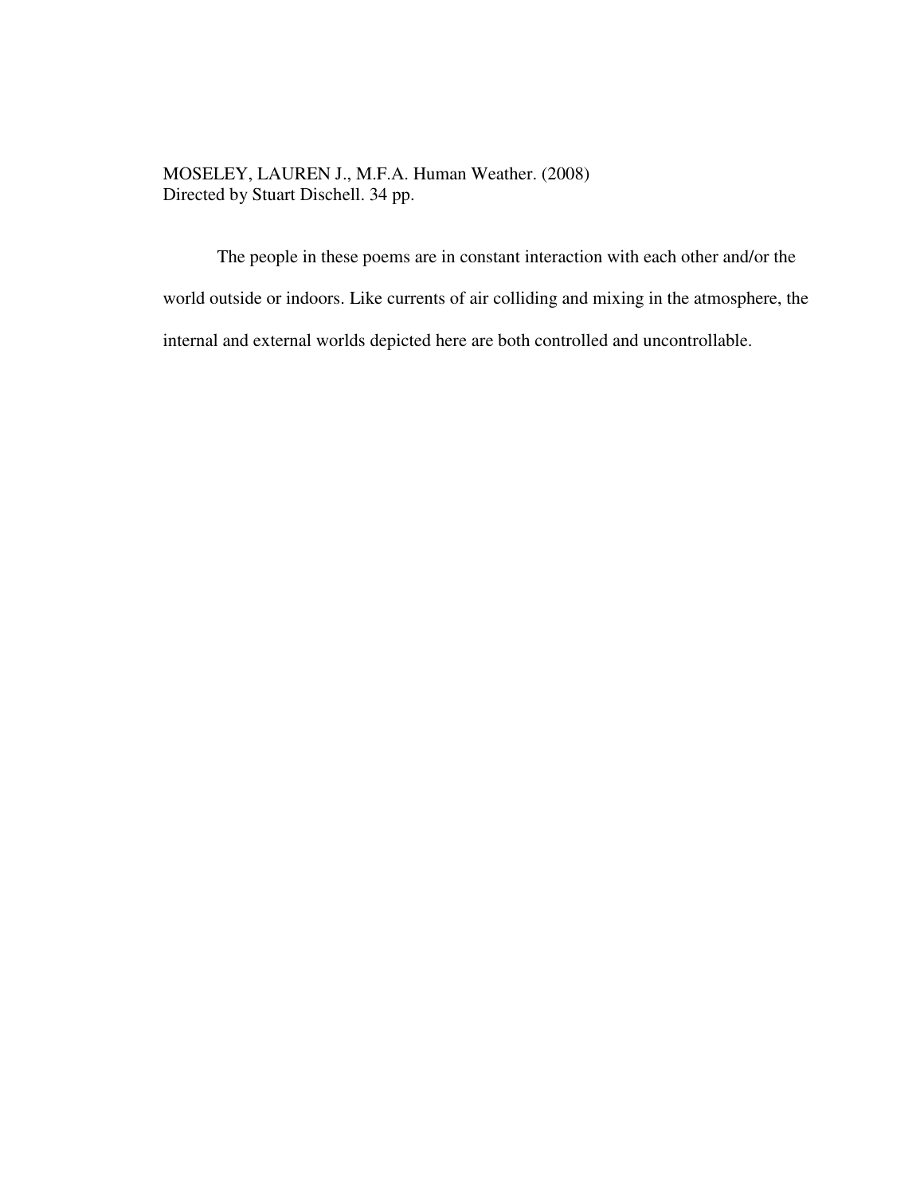MOSELEY, LAUREN J., M.F.A. Human Weather. (2008)
Directed by Stuart Dischell. 34 pp.

The people in these poems are in constant interaction with each other and/or the world outside or indoors. Like currents of air colliding and mixing in the atmosphere, the internal and external worlds depicted here are both controlled and uncontrollable.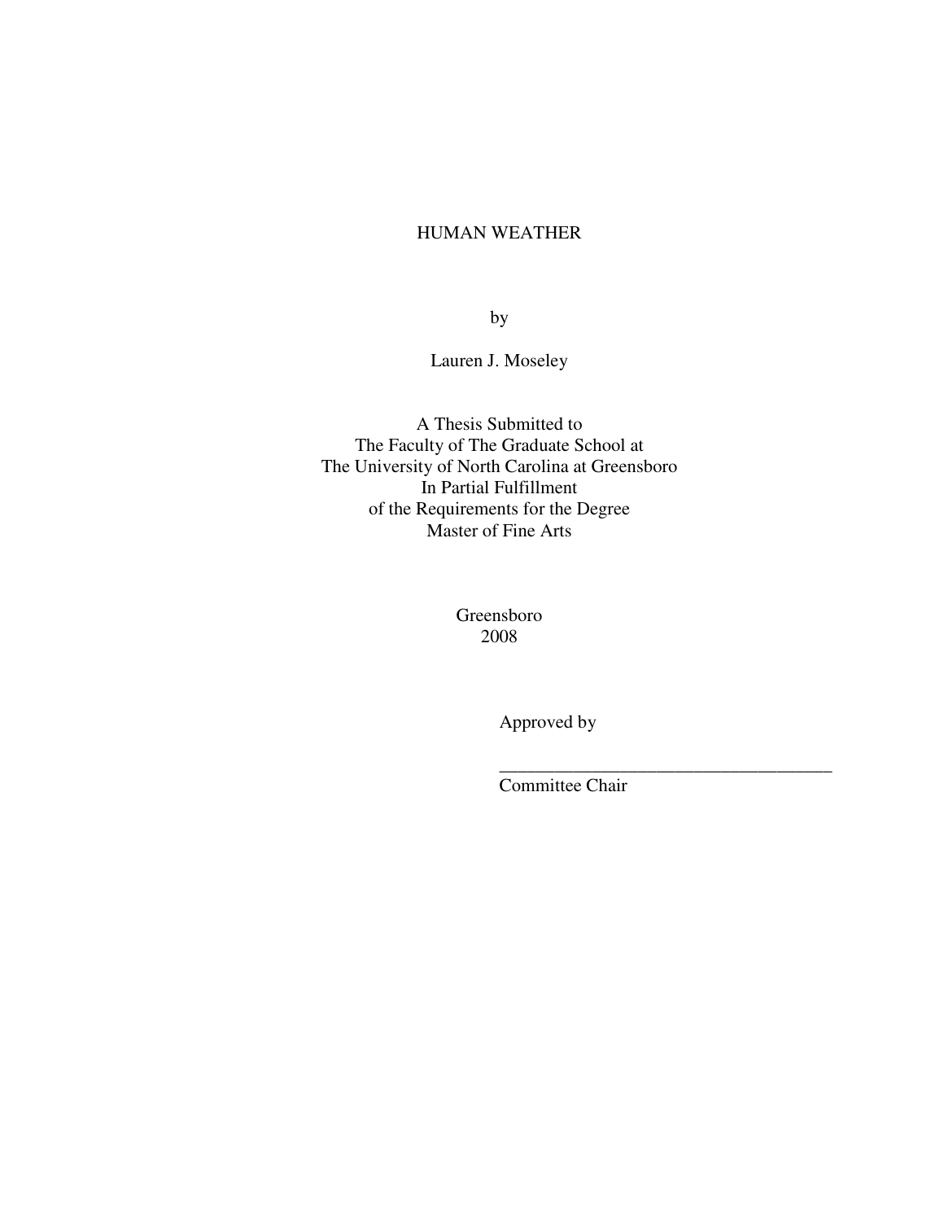HUMAN WEATHER

by

Lauren J. Moseley

A Thesis Submitted to
The Faculty of The Graduate School at
The University of North Carolina at Greensboro
In Partial Fulfillment
of the Requirements for the Degree
Master of Fine Arts

Greensboro
2008

Approved by

_____________________________________
Committee Chair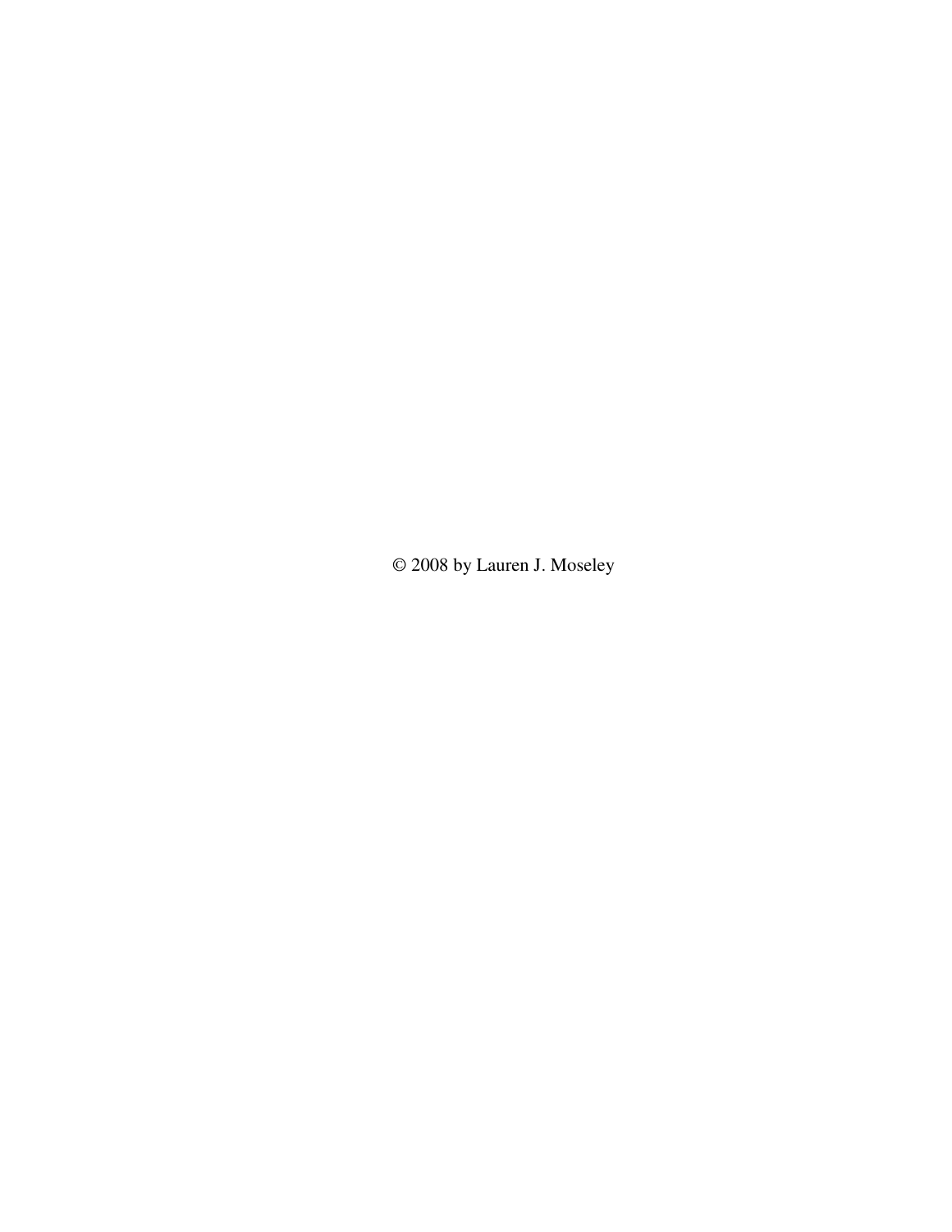© 2008 by Lauren J. Moseley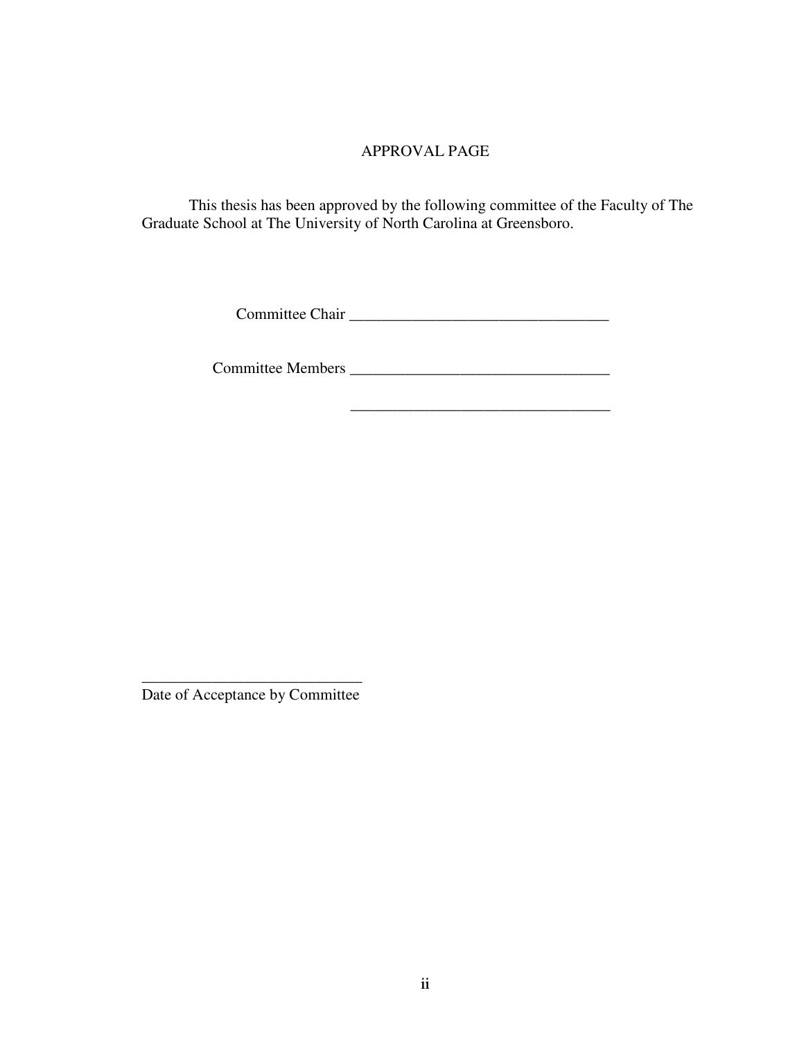# APPROVAL PAGE

This thesis has been approved by the following committee of the Faculty of The Graduate School at The University of North Carolina at Greensboro.

Committee Chair _________________________________

Committee Members _________________________________

_________________________________

___________________________
Date of Acceptance by Committee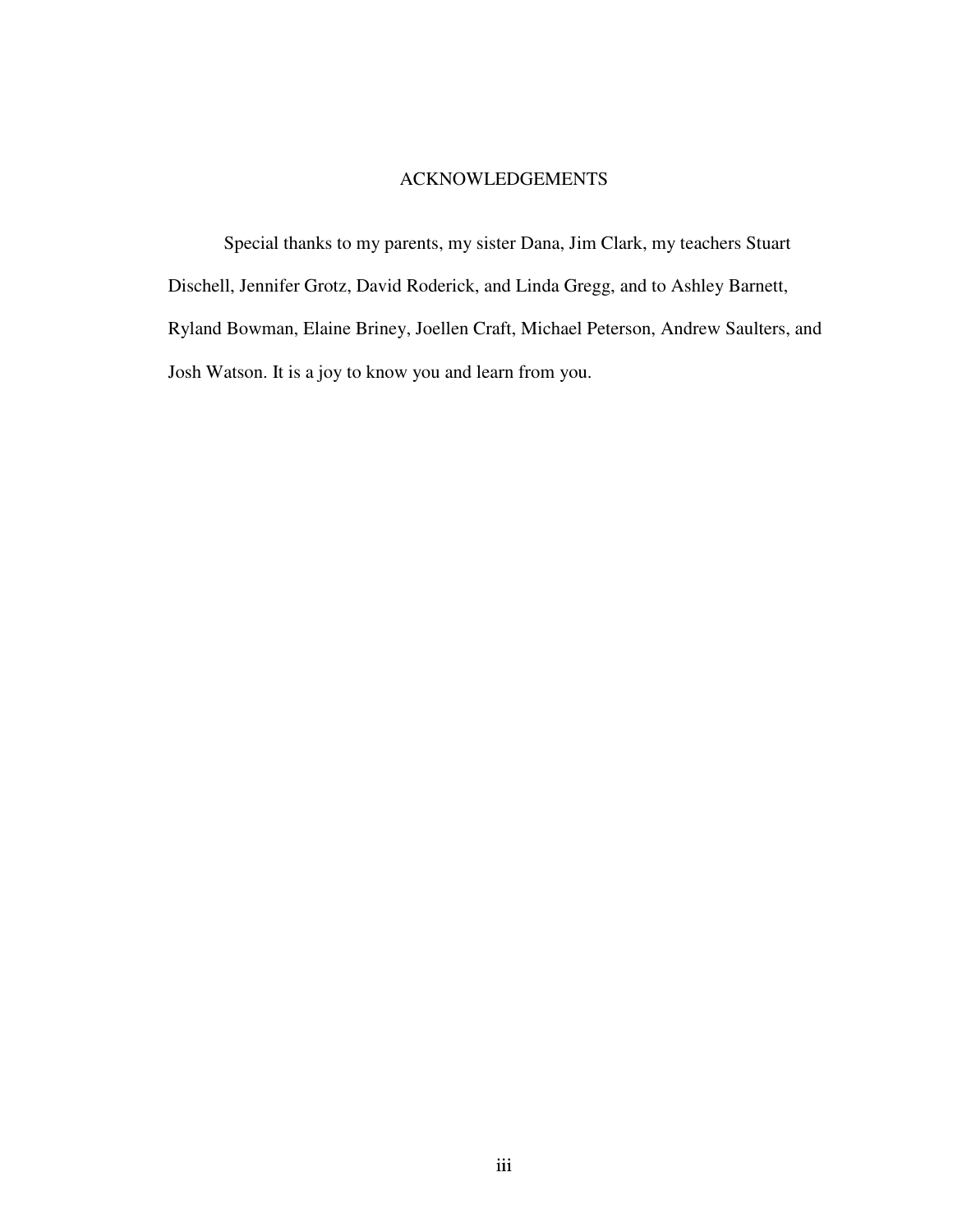# ACKNOWLEDGEMENTS

Special thanks to my parents, my sister Dana, Jim Clark, my teachers Stuart Dischell, Jennifer Grotz, David Roderick, and Linda Gregg, and to Ashley Barnett, Ryland Bowman, Elaine Briney, Joellen Craft, Michael Peterson, Andrew Saulters, and Josh Watson. It is a joy to know you and learn from you.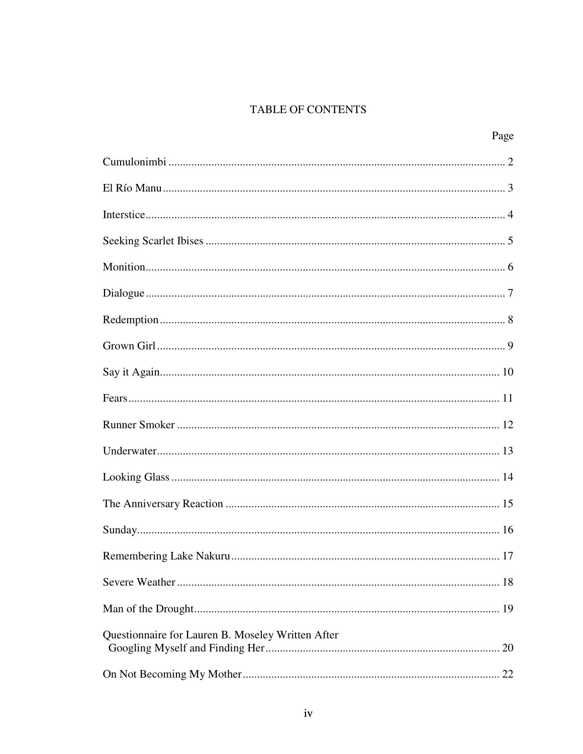# TABLE OF CONTENTS

| | Page |
|---|---|
| Cumulonimbi | 2 |
| El Río Manu | 3 |
| Interstice | 4 |
| Seeking Scarlet Ibises | 5 |
| Monition | 6 |
| Dialogue | 7 |
| Redemption | 8 |
| Grown Girl | 9 |
| Say it Again | 10 |
| Fears | 11 |
| Runner Smoker | 12 |
| Underwater | 13 |
| Looking Glass | 14 |
| The Anniversary Reaction | 15 |
| Sunday | 16 |
| Remembering Lake Nakuru | 17 |
| Severe Weather | 18 |
| Man of the Drought | 19 |
| Questionnaire for Lauren B. Moseley Written After Googling Myself and Finding Her | 20 |
| On Not Becoming My Mother | 22 |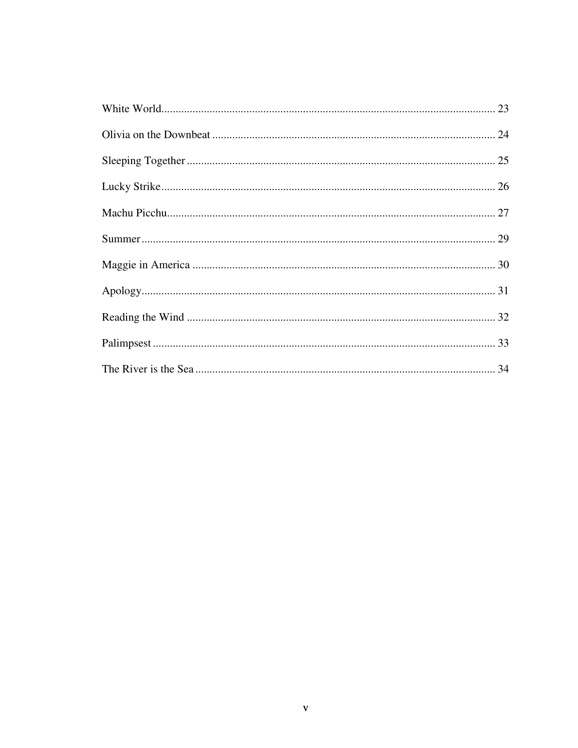White World........................................................................................................ 23

Olivia on the Downbeat ...................................................................................... 24

Sleeping Together ............................................................................................... 25

Lucky Strike........................................................................................................ 26

Machu Picchu...................................................................................................... 27

Summer ............................................................................................................... 29

Maggie in America ............................................................................................. 30

Apology............................................................................................................... 31

Reading the Wind ............................................................................................... 32

Palimpsest ........................................................................................................... 33

The River is the Sea ............................................................................................ 34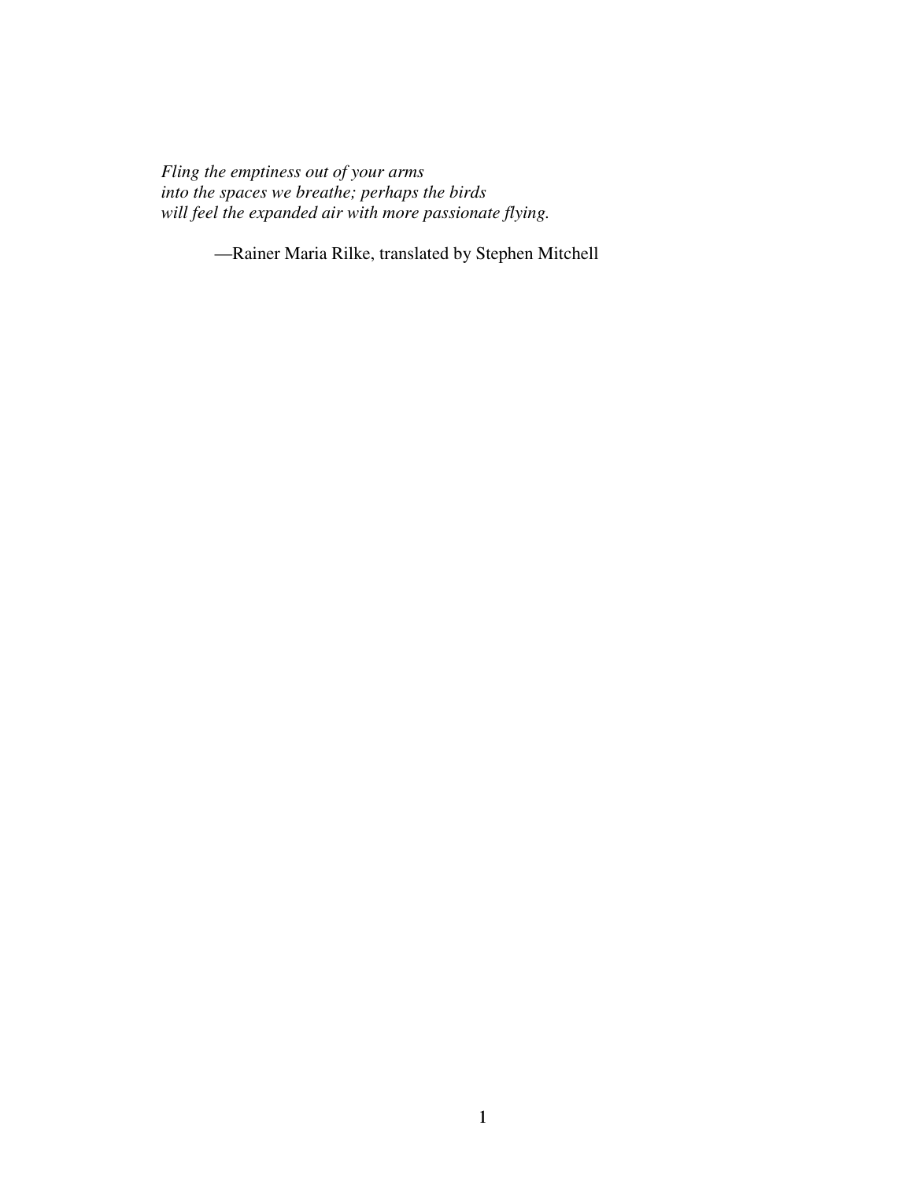*Fling the emptiness out of your arms*
*into the spaces we breathe; perhaps the birds*
*will feel the expanded air with more passionate flying.*

—Rainer Maria Rilke, translated by Stephen Mitchell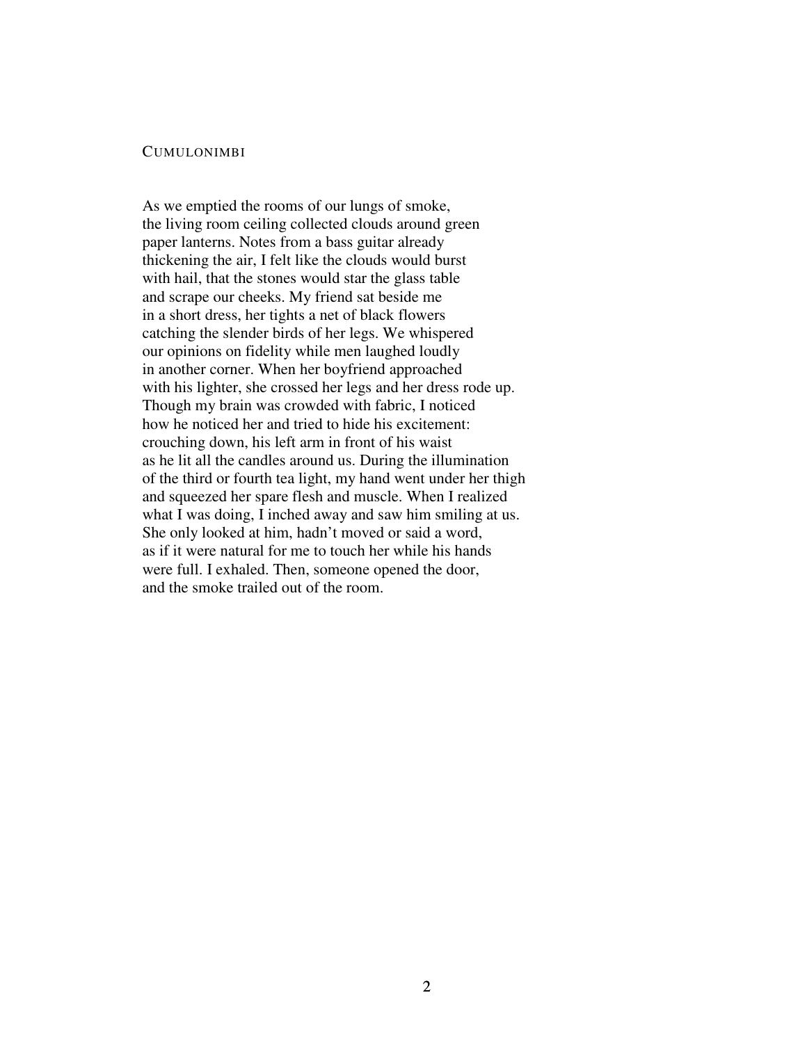## Cumulonimbi

As we emptied the rooms of our lungs of smoke,
the living room ceiling collected clouds around green
paper lanterns. Notes from a bass guitar already
thickening the air, I felt like the clouds would burst
with hail, that the stones would star the glass table
and scrape our cheeks. My friend sat beside me
in a short dress, her tights a net of black flowers
catching the slender birds of her legs. We whispered
our opinions on fidelity while men laughed loudly
in another corner. When her boyfriend approached
with his lighter, she crossed her legs and her dress rode up.
Though my brain was crowded with fabric, I noticed
how he noticed her and tried to hide his excitement:
crouching down, his left arm in front of his waist
as he lit all the candles around us. During the illumination
of the third or fourth tea light, my hand went under her thigh
and squeezed her spare flesh and muscle. When I realized
what I was doing, I inched away and saw him smiling at us.
She only looked at him, hadn't moved or said a word,
as if it were natural for me to touch her while his hands
were full. I exhaled. Then, someone opened the door,
and the smoke trailed out of the room.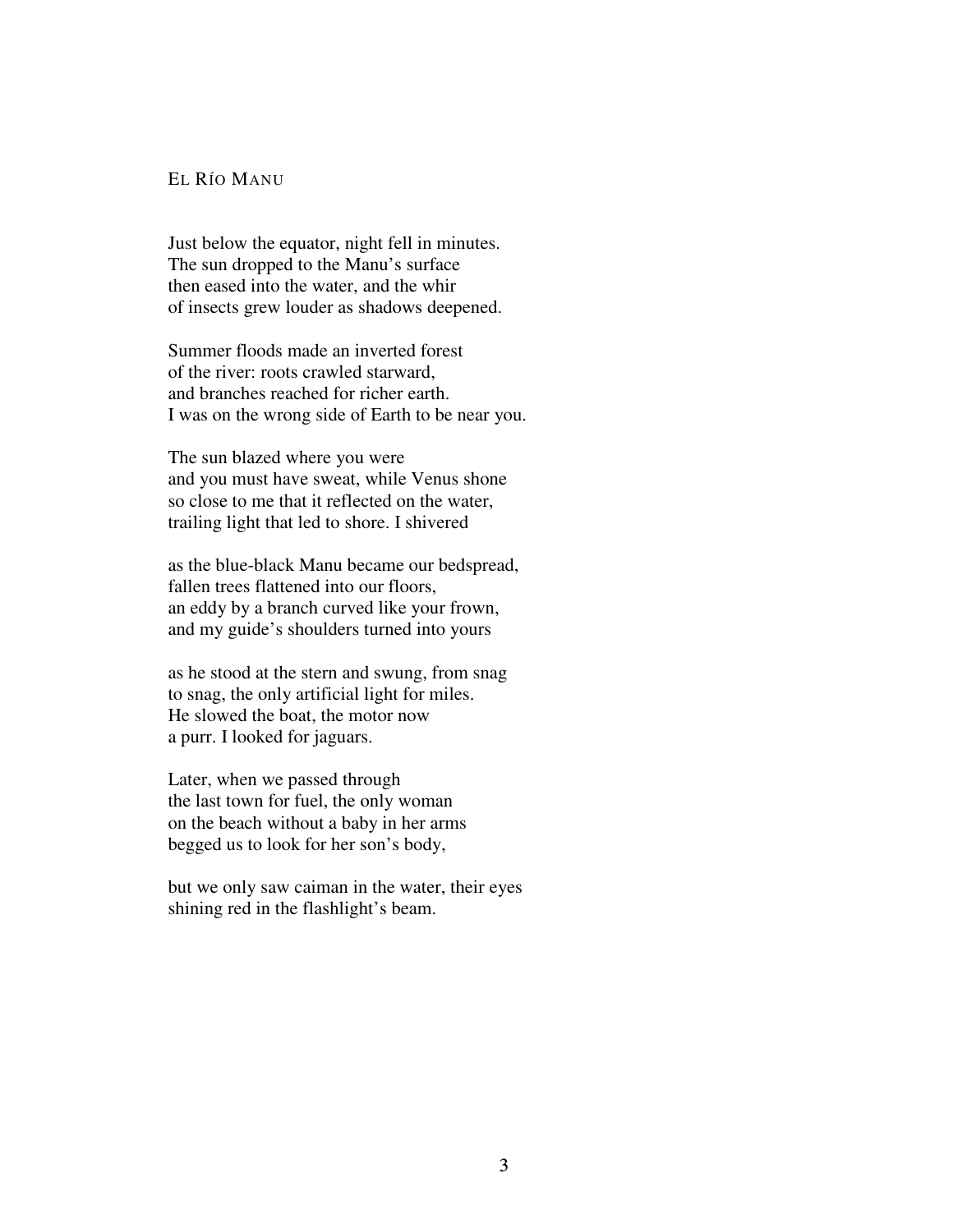## El Río Manu

Just below the equator, night fell in minutes.
The sun dropped to the Manu's surface
then eased into the water, and the whir
of insects grew louder as shadows deepened.

Summer floods made an inverted forest
of the river: roots crawled starward,
and branches reached for richer earth.
I was on the wrong side of Earth to be near you.

The sun blazed where you were
and you must have sweat, while Venus shone
so close to me that it reflected on the water,
trailing light that led to shore. I shivered

as the blue-black Manu became our bedspread,
fallen trees flattened into our floors,
an eddy by a branch curved like your frown,
and my guide's shoulders turned into yours

as he stood at the stern and swung, from snag
to snag, the only artificial light for miles.
He slowed the boat, the motor now
a purr. I looked for jaguars.

Later, when we passed through
the last town for fuel, the only woman
on the beach without a baby in her arms
begged us to look for her son's body,

but we only saw caiman in the water, their eyes
shining red in the flashlight's beam.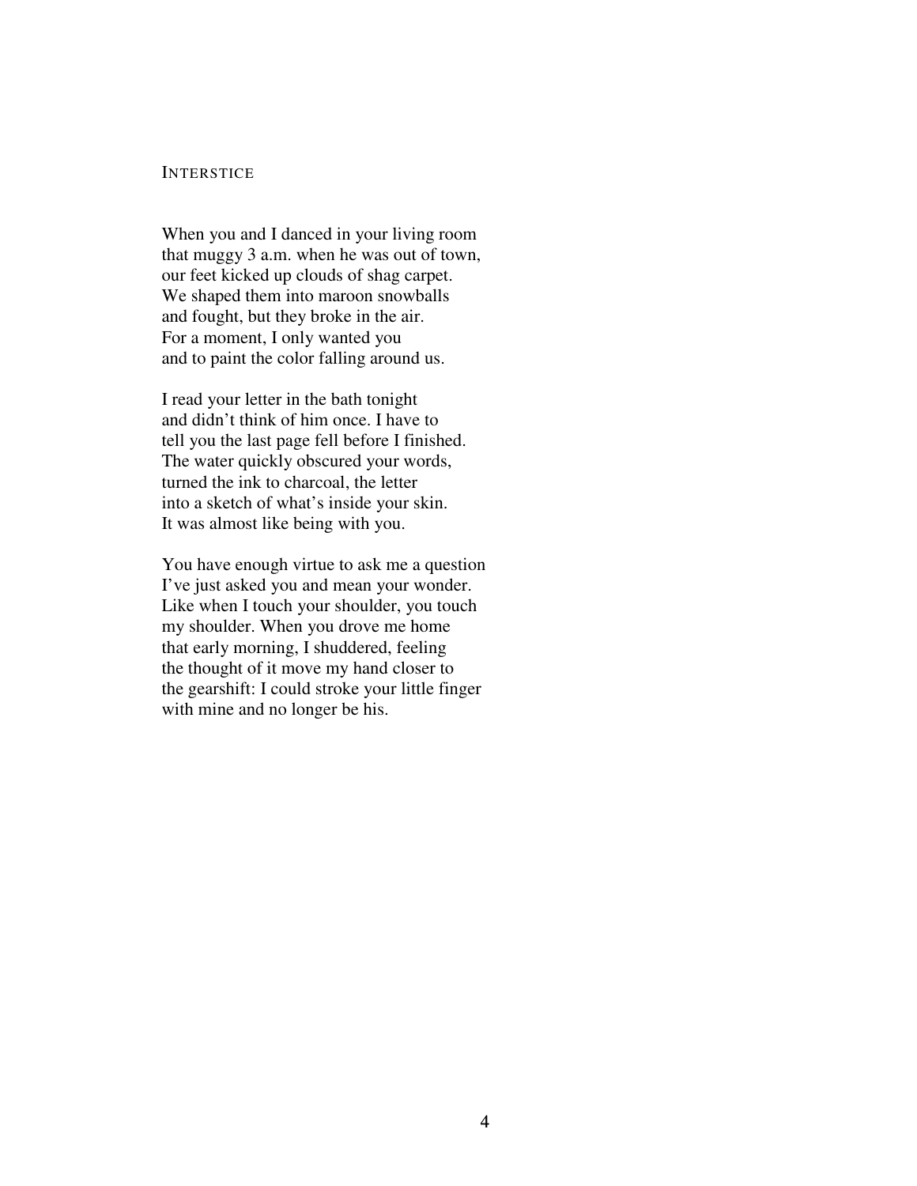## Interstice

When you and I danced in your living room
that muggy 3 a.m. when he was out of town,
our feet kicked up clouds of shag carpet.
We shaped them into maroon snowballs
and fought, but they broke in the air.
For a moment, I only wanted you
and to paint the color falling around us.

I read your letter in the bath tonight
and didn't think of him once. I have to
tell you the last page fell before I finished.
The water quickly obscured your words,
turned the ink to charcoal, the letter
into a sketch of what's inside your skin.
It was almost like being with you.

You have enough virtue to ask me a question
I've just asked you and mean your wonder.
Like when I touch your shoulder, you touch
my shoulder. When you drove me home
that early morning, I shuddered, feeling
the thought of it move my hand closer to
the gearshift: I could stroke your little finger
with mine and no longer be his.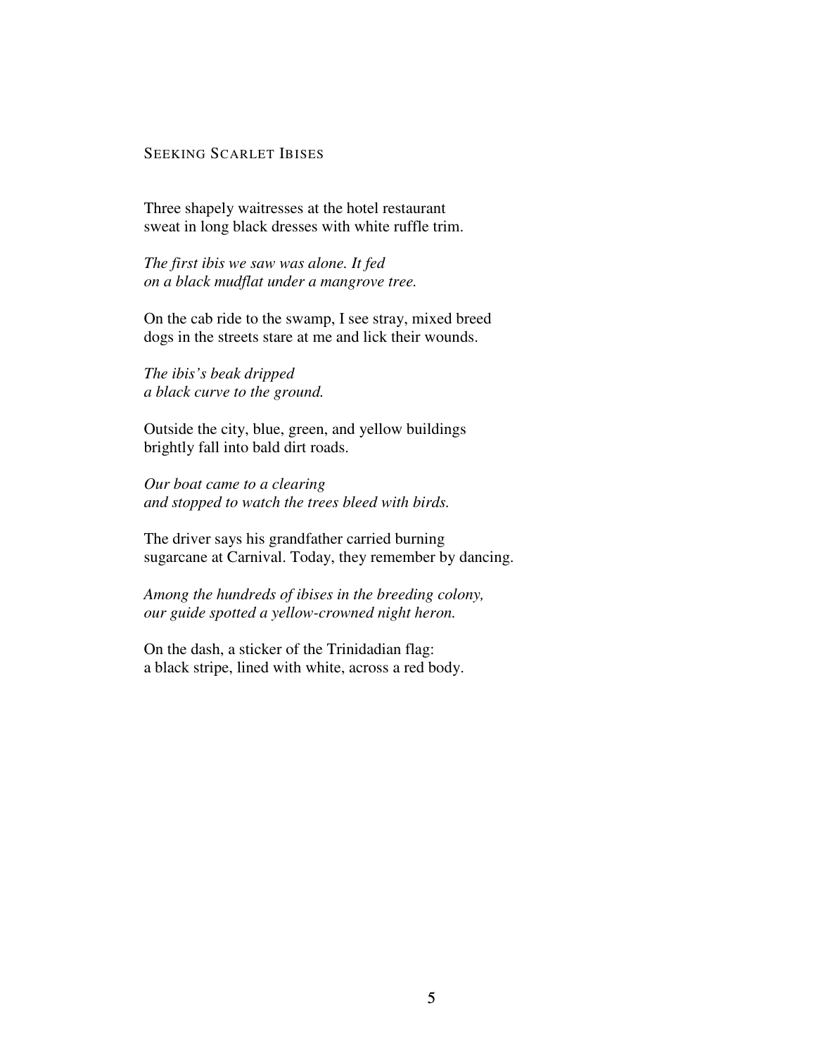## Seeking Scarlet Ibises

Three shapely waitresses at the hotel restaurant
sweat in long black dresses with white ruffle trim.

*The first ibis we saw was alone. It fed*
*on a black mudflat under a mangrove tree.*

On the cab ride to the swamp, I see stray, mixed breed
dogs in the streets stare at me and lick their wounds.

*The ibis's beak dripped*
*a black curve to the ground.*

Outside the city, blue, green, and yellow buildings
brightly fall into bald dirt roads.

*Our boat came to a clearing*
*and stopped to watch the trees bleed with birds.*

The driver says his grandfather carried burning
sugarcane at Carnival. Today, they remember by dancing.

*Among the hundreds of ibises in the breeding colony,*
*our guide spotted a yellow-crowned night heron.*

On the dash, a sticker of the Trinidadian flag:
a black stripe, lined with white, across a red body.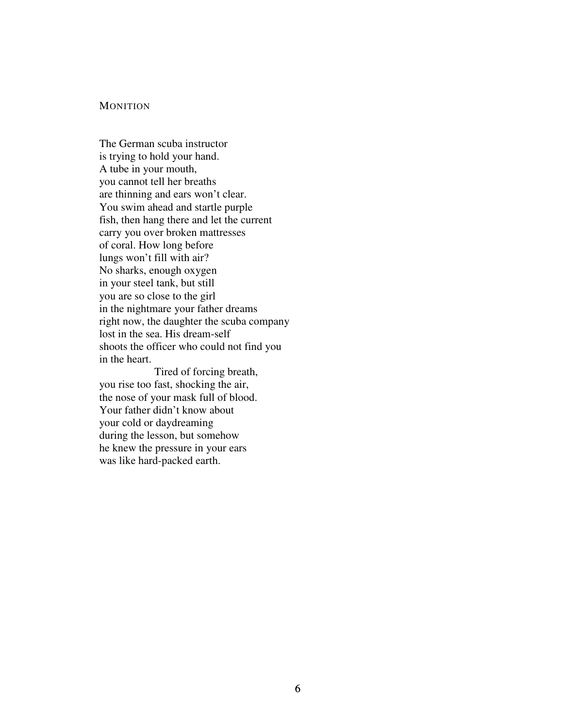## Monition

The German scuba instructor  
is trying to hold your hand.  
A tube in your mouth,  
you cannot tell her breaths  
are thinning and ears won't clear.  
You swim ahead and startle purple  
fish, then hang there and let the current  
carry you over broken mattresses  
of coral. How long before  
lungs won't fill with air?  
No sharks, enough oxygen  
in your steel tank, but still  
you are so close to the girl  
in the nightmare your father dreams  
right now, the daughter the scuba company  
lost in the sea. His dream-self  
shoots the officer who could not find you  
in the heart.  
&nbsp;&nbsp;&nbsp;&nbsp;&nbsp;&nbsp;&nbsp;&nbsp;&nbsp;&nbsp;&nbsp;&nbsp;&nbsp;&nbsp;&nbsp;&nbsp;Tired of forcing breath,  
you rise too fast, shocking the air,  
the nose of your mask full of blood.  
Your father didn't know about  
your cold or daydreaming  
during the lesson, but somehow  
he knew the pressure in your ears  
was like hard-packed earth.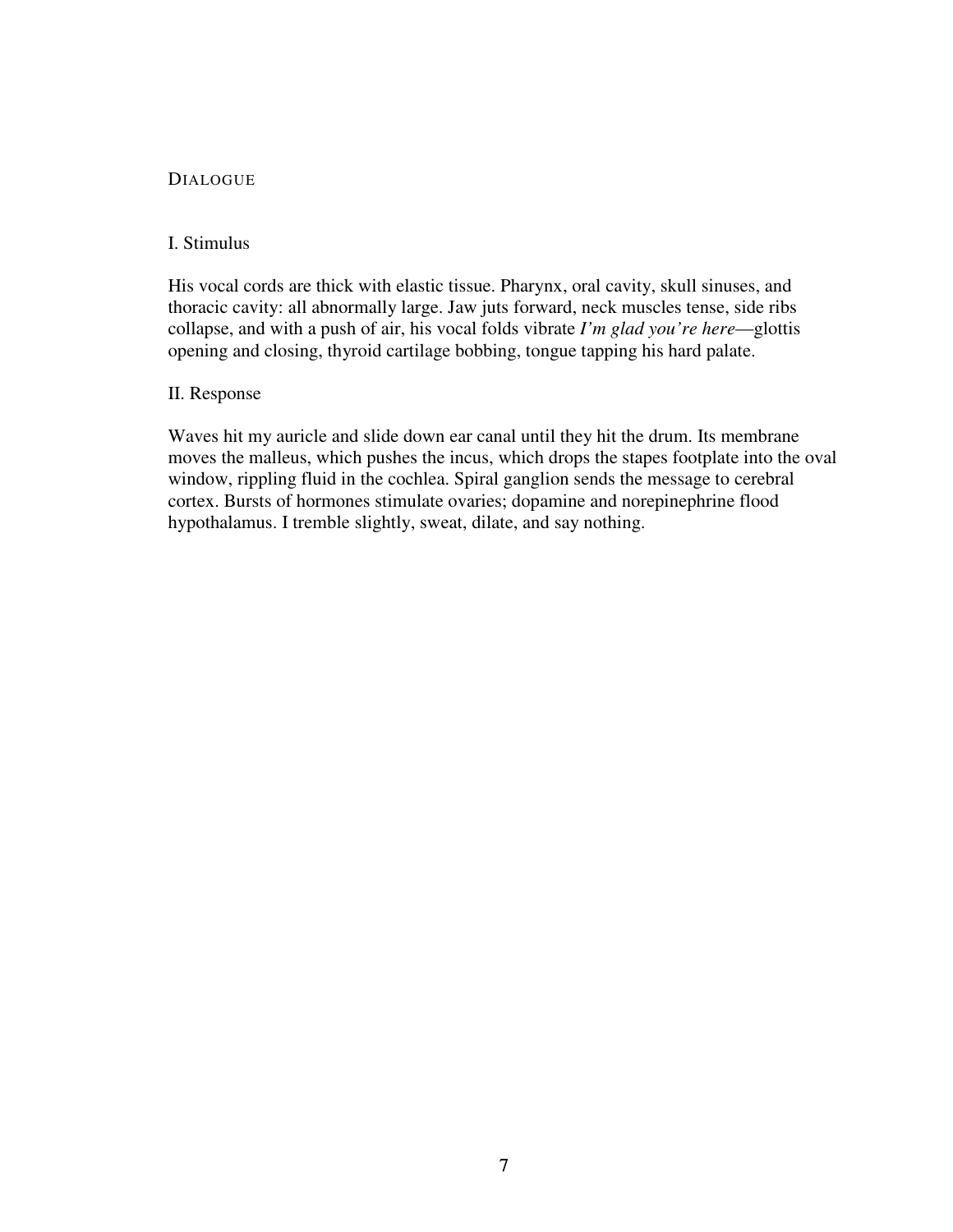## DIALOGUE

### I. Stimulus

His vocal cords are thick with elastic tissue. Pharynx, oral cavity, skull sinuses, and thoracic cavity: all abnormally large. Jaw juts forward, neck muscles tense, side ribs collapse, and with a push of air, his vocal folds vibrate *I'm glad you're here*—glottis opening and closing, thyroid cartilage bobbing, tongue tapping his hard palate.

### II. Response

Waves hit my auricle and slide down ear canal until they hit the drum. Its membrane moves the malleus, which pushes the incus, which drops the stapes footplate into the oval window, rippling fluid in the cochlea. Spiral ganglion sends the message to cerebral cortex. Bursts of hormones stimulate ovaries; dopamine and norepinephrine flood hypothalamus. I tremble slightly, sweat, dilate, and say nothing.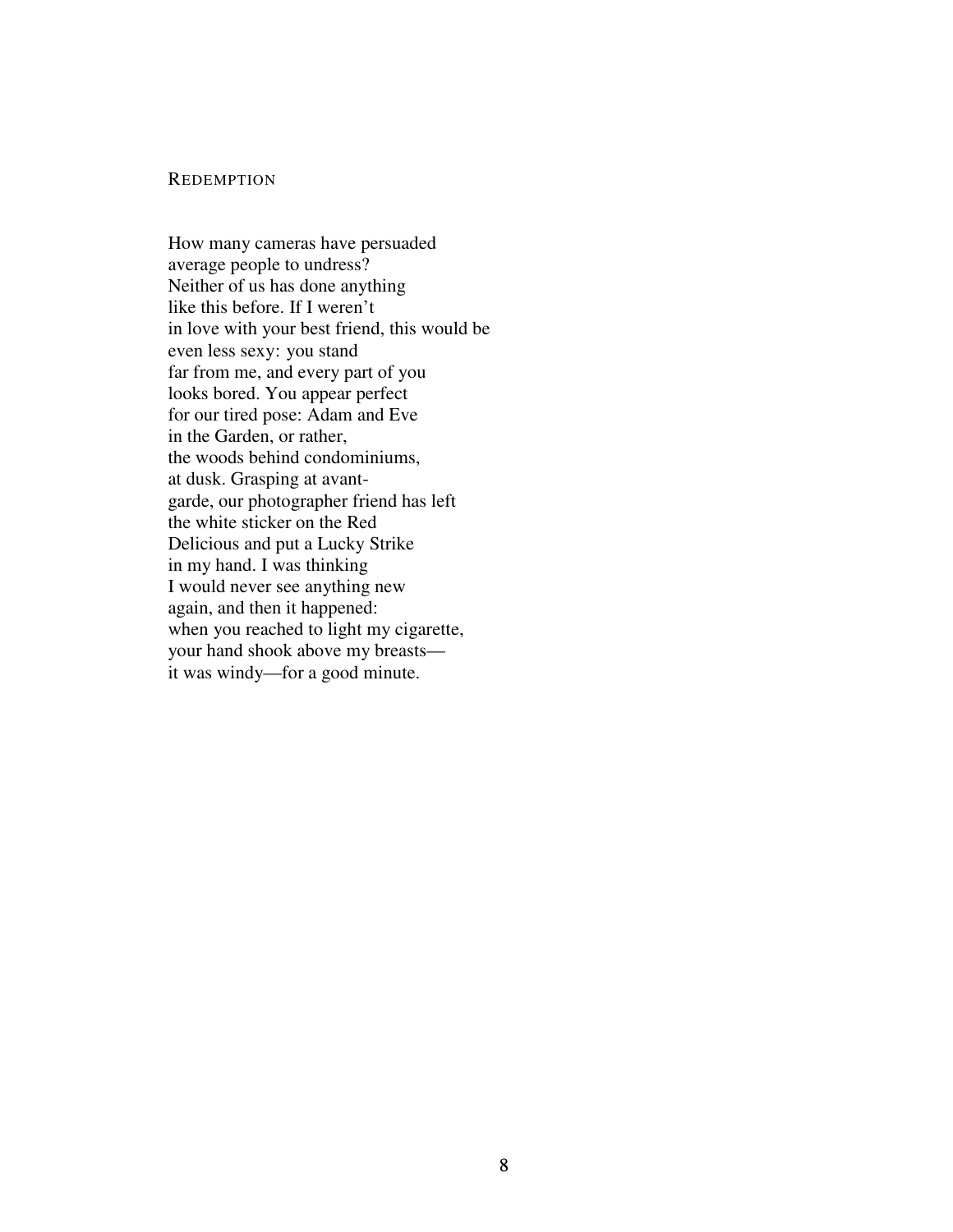## Redemption

How many cameras have persuaded  
average people to undress?  
Neither of us has done anything  
like this before. If I weren't  
in love with your best friend, this would be  
even less sexy: you stand  
far from me, and every part of you  
looks bored. You appear perfect  
for our tired pose: Adam and Eve  
in the Garden, or rather,  
the woods behind condominiums,  
at dusk. Grasping at avant-  
garde, our photographer friend has left  
the white sticker on the Red  
Delicious and put a Lucky Strike  
in my hand. I was thinking  
I would never see anything new  
again, and then it happened:  
when you reached to light my cigarette,  
your hand shook above my breasts—  
it was windy—for a good minute.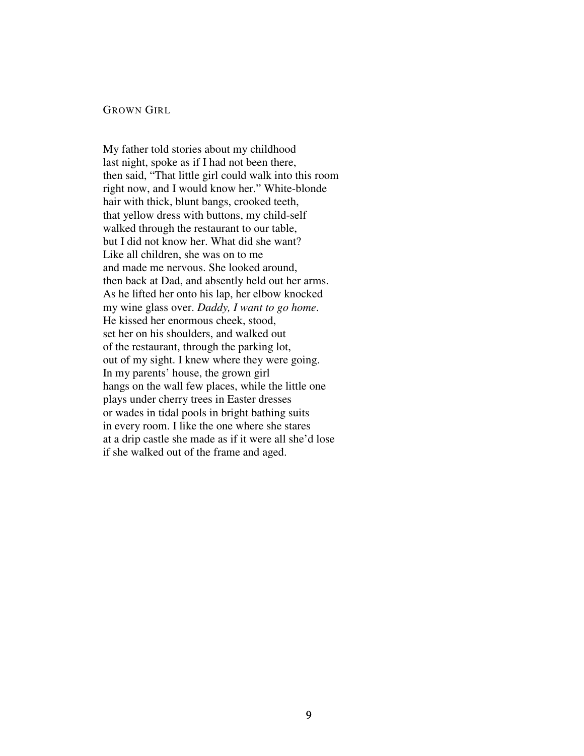## Grown Girl

My father told stories about my childhood  
last night, spoke as if I had not been there,  
then said, "That little girl could walk into this room  
right now, and I would know her." White-blonde  
hair with thick, blunt bangs, crooked teeth,  
that yellow dress with buttons, my child-self  
walked through the restaurant to our table,  
but I did not know her. What did she want?  
Like all children, she was on to me  
and made me nervous. She looked around,  
then back at Dad, and absently held out her arms.  
As he lifted her onto his lap, her elbow knocked  
my wine glass over. *Daddy, I want to go home*.  
He kissed her enormous cheek, stood,  
set her on his shoulders, and walked out  
of the restaurant, through the parking lot,  
out of my sight. I knew where they were going.  
In my parents' house, the grown girl  
hangs on the wall few places, while the little one  
plays under cherry trees in Easter dresses  
or wades in tidal pools in bright bathing suits  
in every room. I like the one where she stares  
at a drip castle she made as if it were all she'd lose  
if she walked out of the frame and aged.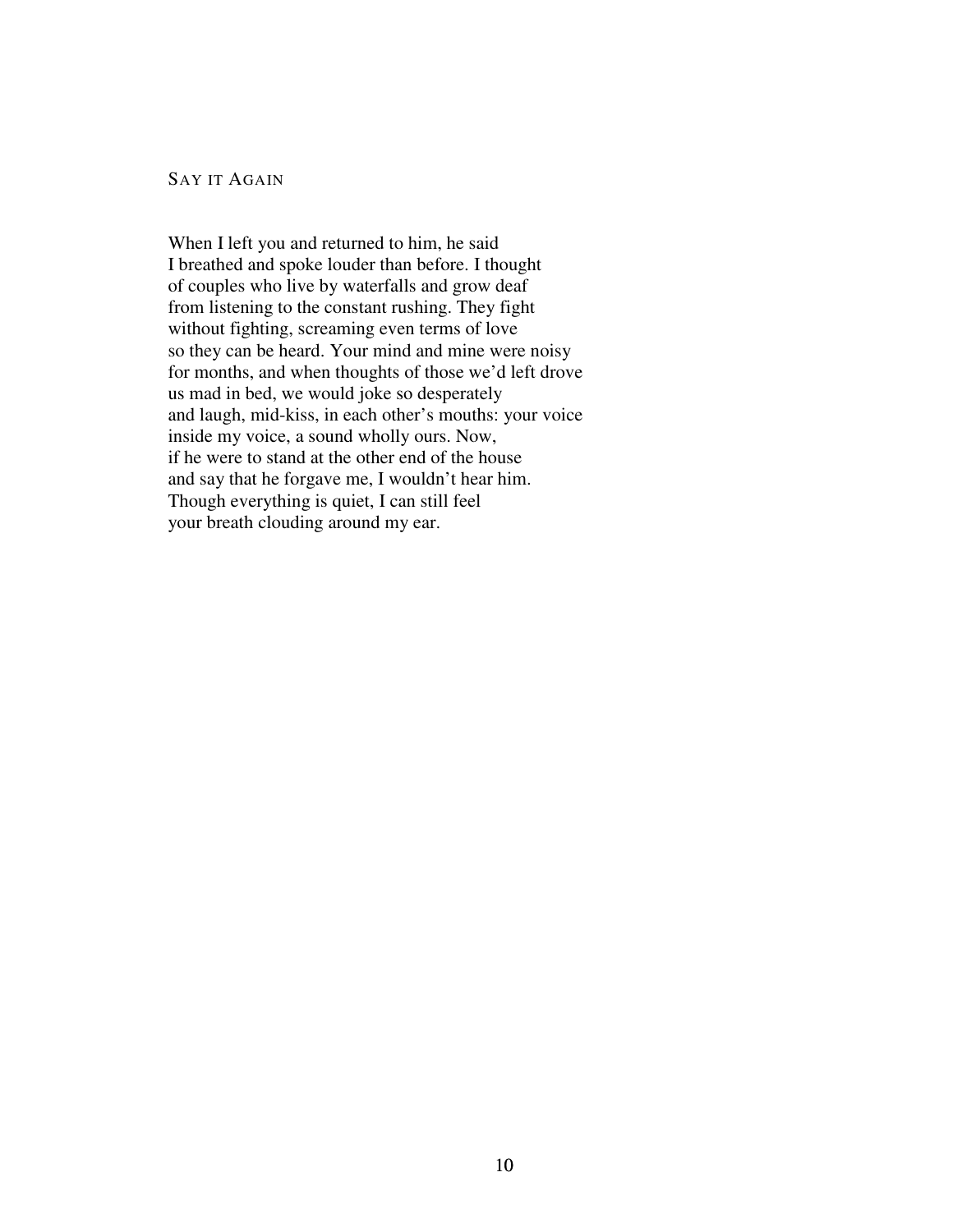## Say it Again

When I left you and returned to him, he said
I breathed and spoke louder than before. I thought
of couples who live by waterfalls and grow deaf
from listening to the constant rushing. They fight
without fighting, screaming even terms of love
so they can be heard. Your mind and mine were noisy
for months, and when thoughts of those we'd left drove
us mad in bed, we would joke so desperately
and laugh, mid-kiss, in each other's mouths: your voice
inside my voice, a sound wholly ours. Now,
if he were to stand at the other end of the house
and say that he forgave me, I wouldn't hear him.
Though everything is quiet, I can still feel
your breath clouding around my ear.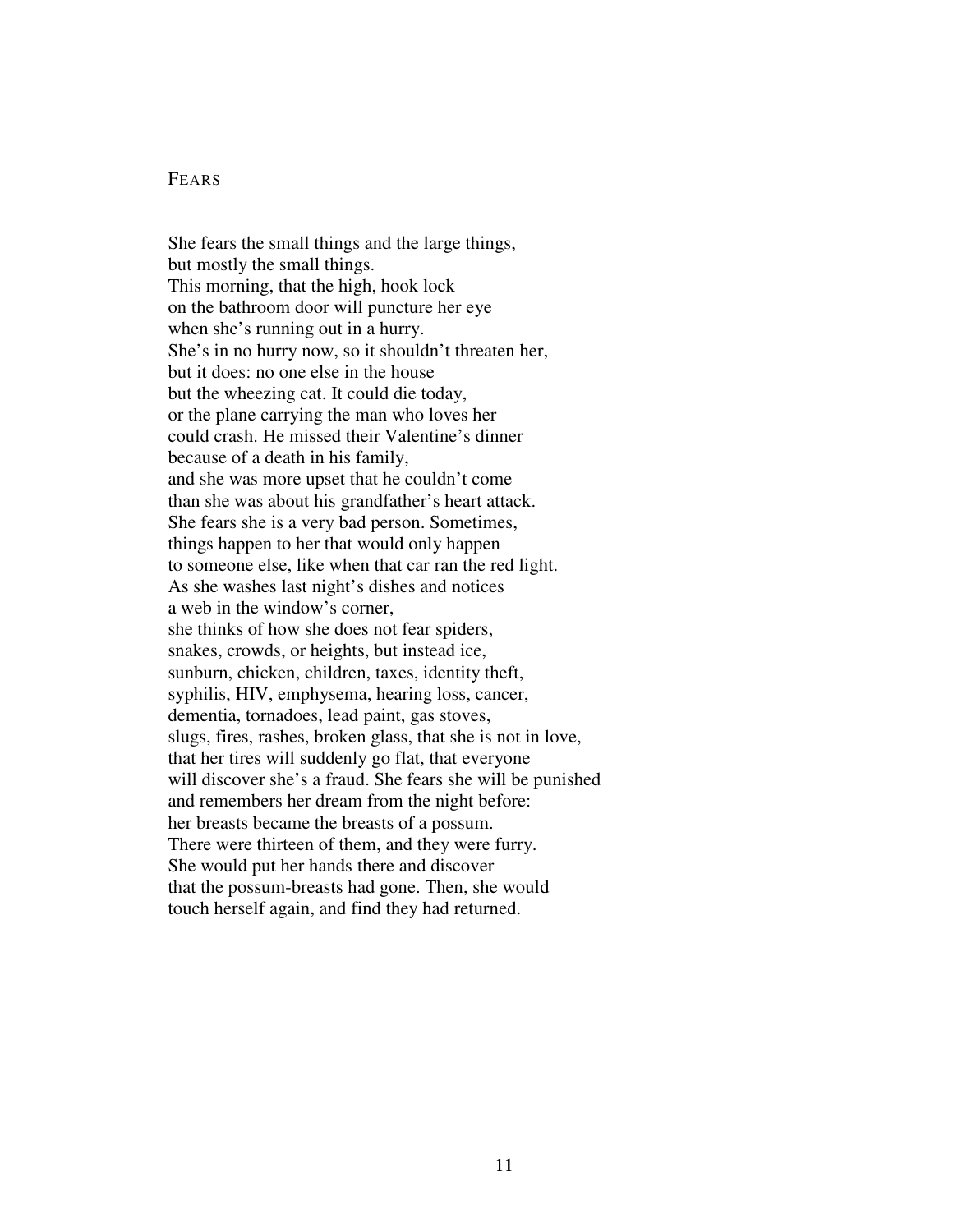# Fears

She fears the small things and the large things,  
but mostly the small things.  
This morning, that the high, hook lock  
on the bathroom door will puncture her eye  
when she's running out in a hurry.  
She's in no hurry now, so it shouldn't threaten her,  
but it does: no one else in the house  
but the wheezing cat. It could die today,  
or the plane carrying the man who loves her  
could crash. He missed their Valentine's dinner  
because of a death in his family,  
and she was more upset that he couldn't come  
than she was about his grandfather's heart attack.  
She fears she is a very bad person. Sometimes,  
things happen to her that would only happen  
to someone else, like when that car ran the red light.  
As she washes last night's dishes and notices  
a web in the window's corner,  
she thinks of how she does not fear spiders,  
snakes, crowds, or heights, but instead ice,  
sunburn, chicken, children, taxes, identity theft,  
syphilis, HIV, emphysema, hearing loss, cancer,  
dementia, tornadoes, lead paint, gas stoves,  
slugs, fires, rashes, broken glass, that she is not in love,  
that her tires will suddenly go flat, that everyone  
will discover she's a fraud. She fears she will be punished  
and remembers her dream from the night before:  
her breasts became the breasts of a possum.  
There were thirteen of them, and they were furry.  
She would put her hands there and discover  
that the possum-breasts had gone. Then, she would  
touch herself again, and find they had returned.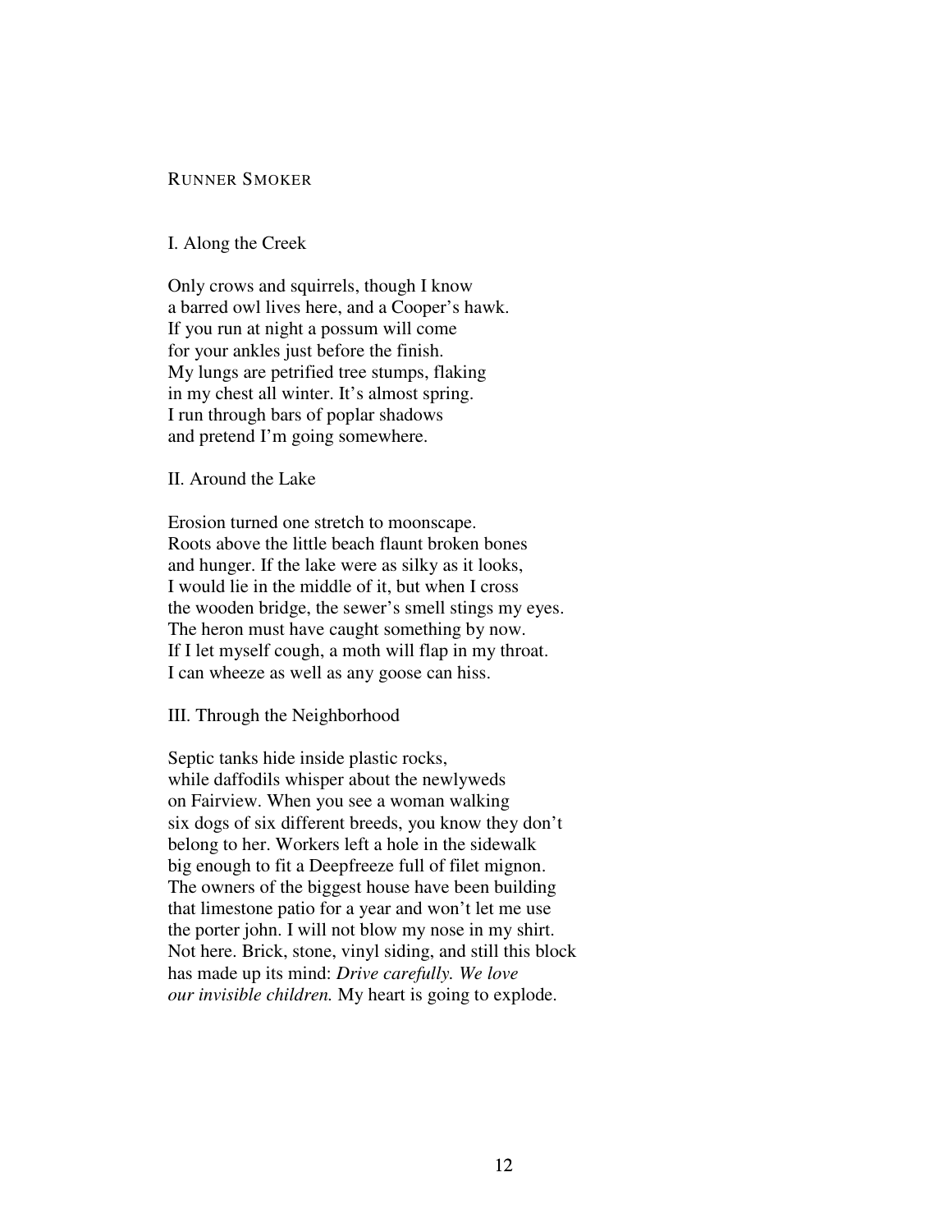## RUNNER SMOKER

### I. Along the Creek

Only crows and squirrels, though I know  
a barred owl lives here, and a Cooper's hawk.  
If you run at night a possum will come  
for your ankles just before the finish.  
My lungs are petrified tree stumps, flaking  
in my chest all winter. It's almost spring.  
I run through bars of poplar shadows  
and pretend I'm going somewhere.

### II. Around the Lake

Erosion turned one stretch to moonscape.  
Roots above the little beach flaunt broken bones  
and hunger. If the lake were as silky as it looks,  
I would lie in the middle of it, but when I cross  
the wooden bridge, the sewer's smell stings my eyes.  
The heron must have caught something by now.  
If I let myself cough, a moth will flap in my throat.  
I can wheeze as well as any goose can hiss.

### III. Through the Neighborhood

Septic tanks hide inside plastic rocks,  
while daffodils whisper about the newlyweds  
on Fairview. When you see a woman walking  
six dogs of six different breeds, you know they don't  
belong to her. Workers left a hole in the sidewalk  
big enough to fit a Deepfreeze full of filet mignon.  
The owners of the biggest house have been building  
that limestone patio for a year and won't let me use  
the porter john. I will not blow my nose in my shirt.  
Not here. Brick, stone, vinyl siding, and still this block  
has made up its mind: *Drive carefully. We love*  
*our invisible children.* My heart is going to explode.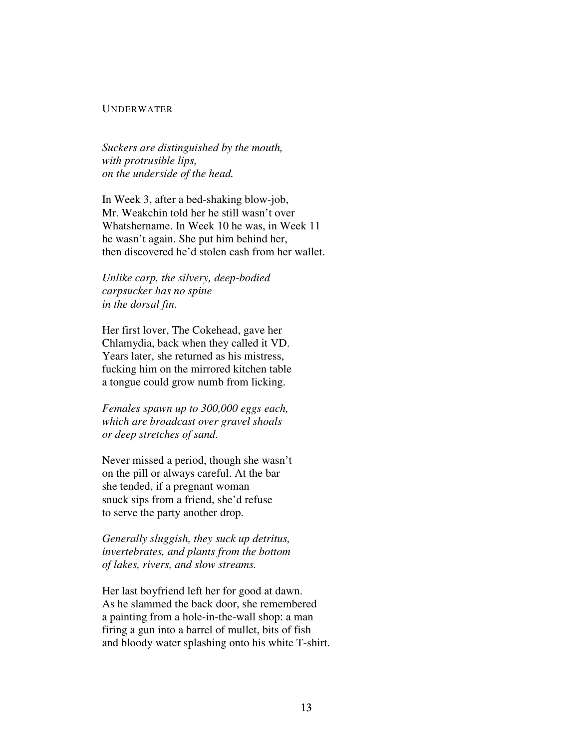# UNDERWATER

*Suckers are distinguished by the mouth,*
*with protrusible lips,*
*on the underside of the head.*

In Week 3, after a bed-shaking blow-job,
Mr. Weakchin told her he still wasn't over
Whatshername. In Week 10 he was, in Week 11
he wasn't again. She put him behind her,
then discovered he'd stolen cash from her wallet.

*Unlike carp, the silvery, deep-bodied*
*carpsucker has no spine*
*in the dorsal fin.*

Her first lover, The Cokehead, gave her
Chlamydia, back when they called it VD.
Years later, she returned as his mistress,
fucking him on the mirrored kitchen table
a tongue could grow numb from licking.

*Females spawn up to 300,000 eggs each,*
*which are broadcast over gravel shoals*
*or deep stretches of sand.*

Never missed a period, though she wasn't
on the pill or always careful. At the bar
she tended, if a pregnant woman
snuck sips from a friend, she'd refuse
to serve the party another drop.

*Generally sluggish, they suck up detritus,*
*invertebrates, and plants from the bottom*
*of lakes, rivers, and slow streams.*

Her last boyfriend left her for good at dawn.
As he slammed the back door, she remembered
a painting from a hole-in-the-wall shop: a man
firing a gun into a barrel of mullet, bits of fish
and bloody water splashing onto his white T-shirt.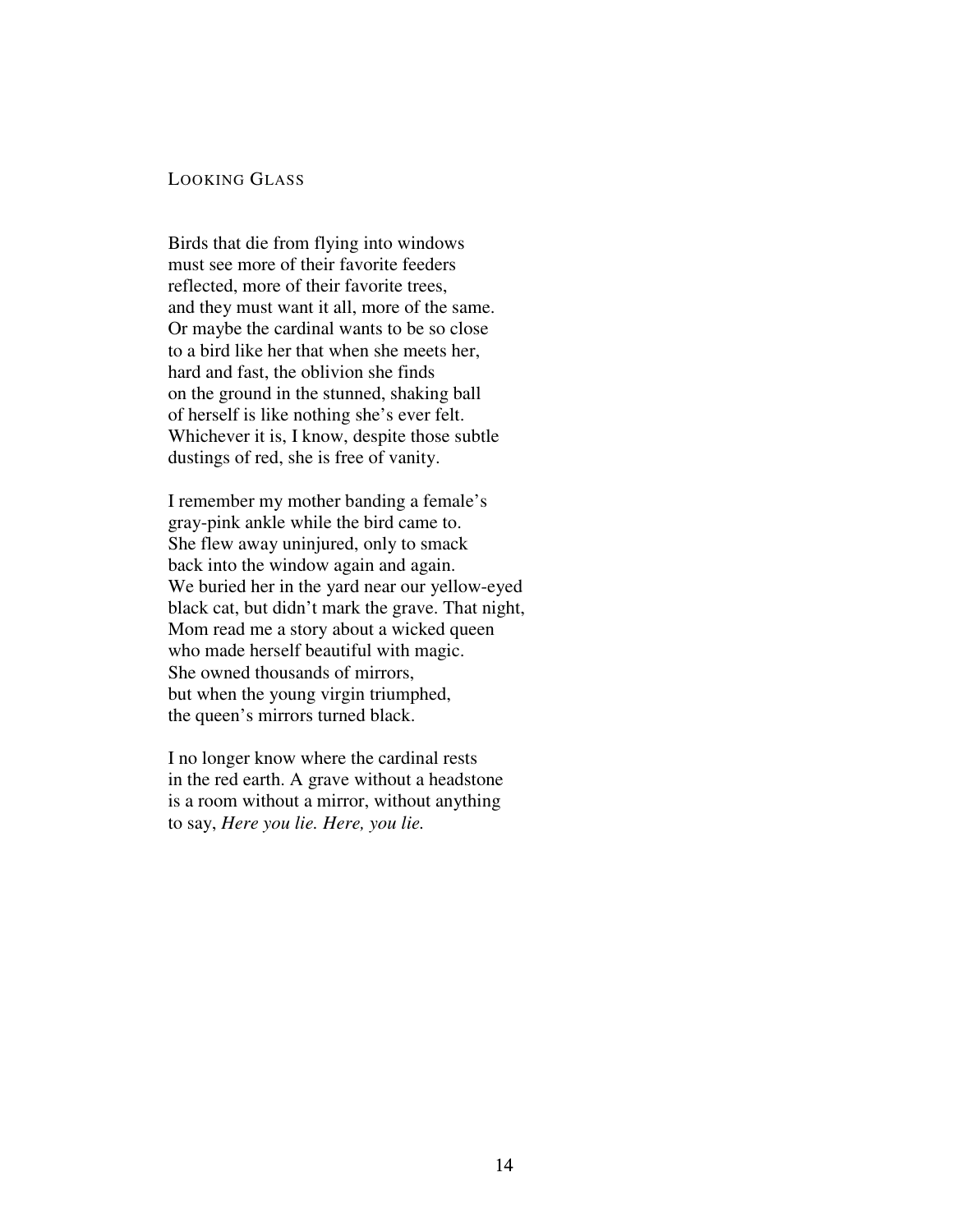## Looking Glass

Birds that die from flying into windows  
must see more of their favorite feeders  
reflected, more of their favorite trees,  
and they must want it all, more of the same.  
Or maybe the cardinal wants to be so close  
to a bird like her that when she meets her,  
hard and fast, the oblivion she finds  
on the ground in the stunned, shaking ball  
of herself is like nothing she's ever felt.  
Whichever it is, I know, despite those subtle  
dustings of red, she is free of vanity.

I remember my mother banding a female's  
gray-pink ankle while the bird came to.  
She flew away uninjured, only to smack  
back into the window again and again.  
We buried her in the yard near our yellow-eyed  
black cat, but didn't mark the grave. That night,  
Mom read me a story about a wicked queen  
who made herself beautiful with magic.  
She owned thousands of mirrors,  
but when the young virgin triumphed,  
the queen's mirrors turned black.

I no longer know where the cardinal rests  
in the red earth. A grave without a headstone  
is a room without a mirror, without anything  
to say, *Here you lie. Here, you lie.*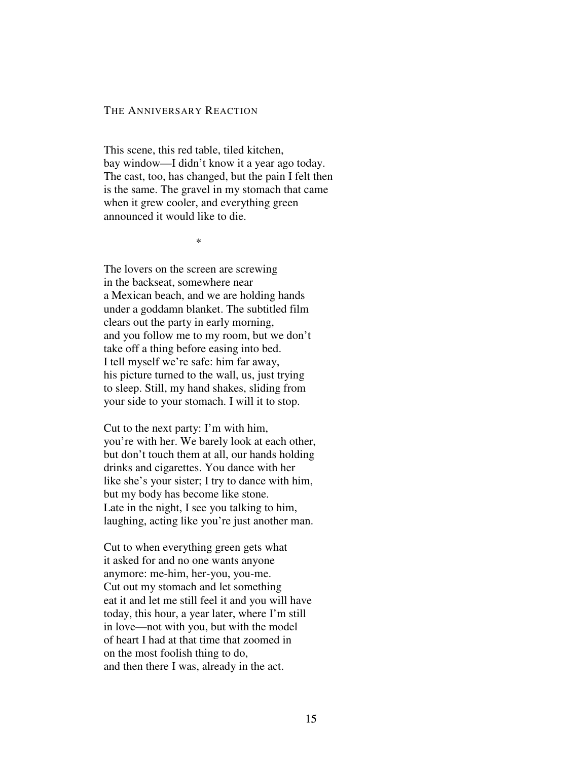## The Anniversary Reaction

This scene, this red table, tiled kitchen,  
bay window—I didn't know it a year ago today.  
The cast, too, has changed, but the pain I felt then  
is the same. The gravel in my stomach that came  
when it grew cooler, and everything green  
announced it would like to die.

*

The lovers on the screen are screwing  
in the backseat, somewhere near  
a Mexican beach, and we are holding hands  
under a goddamn blanket. The subtitled film  
clears out the party in early morning,  
and you follow me to my room, but we don't  
take off a thing before easing into bed.  
I tell myself we're safe: him far away,  
his picture turned to the wall, us, just trying  
to sleep. Still, my hand shakes, sliding from  
your side to your stomach. I will it to stop.

Cut to the next party: I'm with him,  
you're with her. We barely look at each other,  
but don't touch them at all, our hands holding  
drinks and cigarettes. You dance with her  
like she's your sister; I try to dance with him,  
but my body has become like stone.  
Late in the night, I see you talking to him,  
laughing, acting like you're just another man.

Cut to when everything green gets what  
it asked for and no one wants anyone  
anymore: me-him, her-you, you-me.  
Cut out my stomach and let something  
eat it and let me still feel it and you will have  
today, this hour, a year later, where I'm still  
in love—not with you, but with the model  
of heart I had at that time that zoomed in  
on the most foolish thing to do,  
and then there I was, already in the act.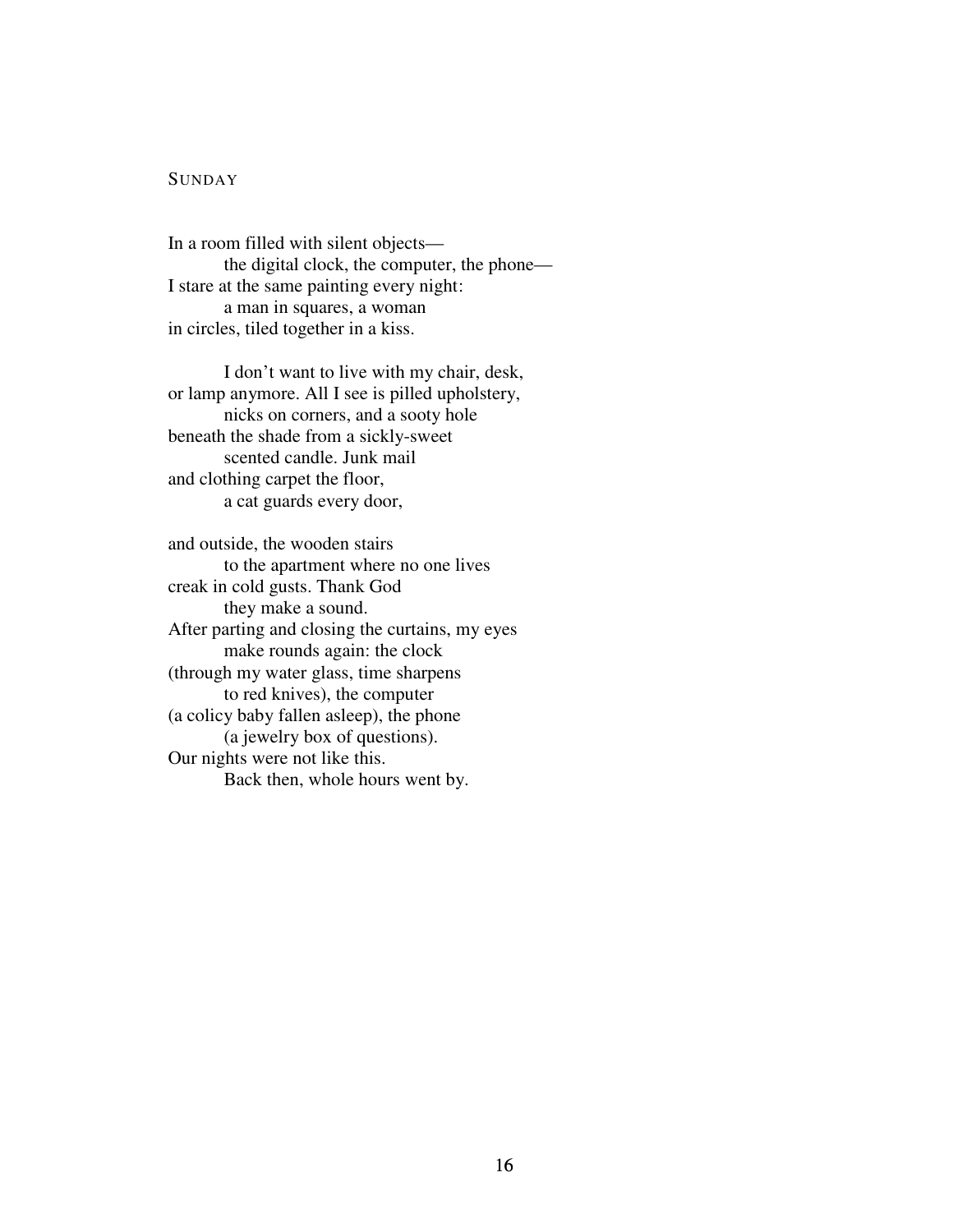# SUNDAY

In a room filled with silent objects—
&emsp;&emsp;the digital clock, the computer, the phone—
I stare at the same painting every night:
&emsp;&emsp;a man in squares, a woman
in circles, tiled together in a kiss.

&emsp;&emsp;I don't want to live with my chair, desk,
or lamp anymore. All I see is pilled upholstery,
&emsp;&emsp;nicks on corners, and a sooty hole
beneath the shade from a sickly-sweet
&emsp;&emsp;scented candle. Junk mail
and clothing carpet the floor,
&emsp;&emsp;a cat guards every door,

and outside, the wooden stairs
&emsp;&emsp;to the apartment where no one lives
creak in cold gusts. Thank God
&emsp;&emsp;they make a sound.
After parting and closing the curtains, my eyes
&emsp;&emsp;make rounds again: the clock
(through my water glass, time sharpens
&emsp;&emsp;to red knives), the computer
(a colicy baby fallen asleep), the phone
&emsp;&emsp;(a jewelry box of questions).
Our nights were not like this.
&emsp;&emsp;Back then, whole hours went by.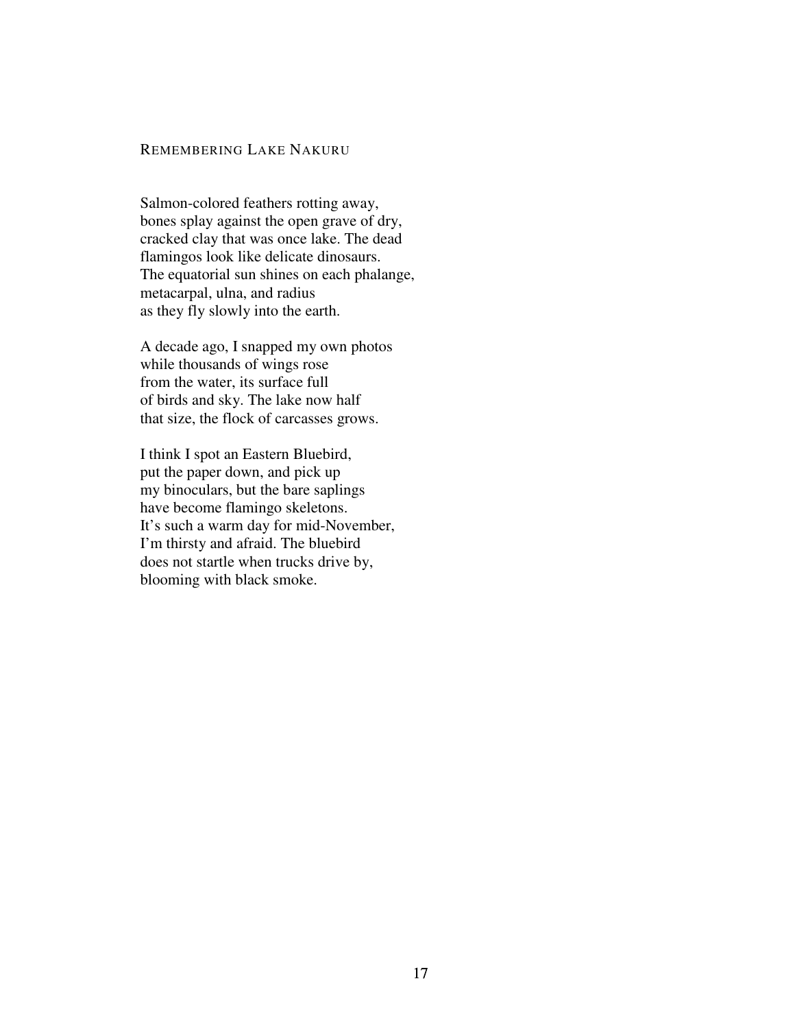## REMEMBERING LAKE NAKURU

Salmon-colored feathers rotting away,  
bones splay against the open grave of dry,  
cracked clay that was once lake. The dead  
flamingos look like delicate dinosaurs.  
The equatorial sun shines on each phalange,  
metacarpal, ulna, and radius  
as they fly slowly into the earth.

A decade ago, I snapped my own photos  
while thousands of wings rose  
from the water, its surface full  
of birds and sky. The lake now half  
that size, the flock of carcasses grows.

I think I spot an Eastern Bluebird,  
put the paper down, and pick up  
my binoculars, but the bare saplings  
have become flamingo skeletons.  
It's such a warm day for mid-November,  
I'm thirsty and afraid. The bluebird  
does not startle when trucks drive by,  
blooming with black smoke.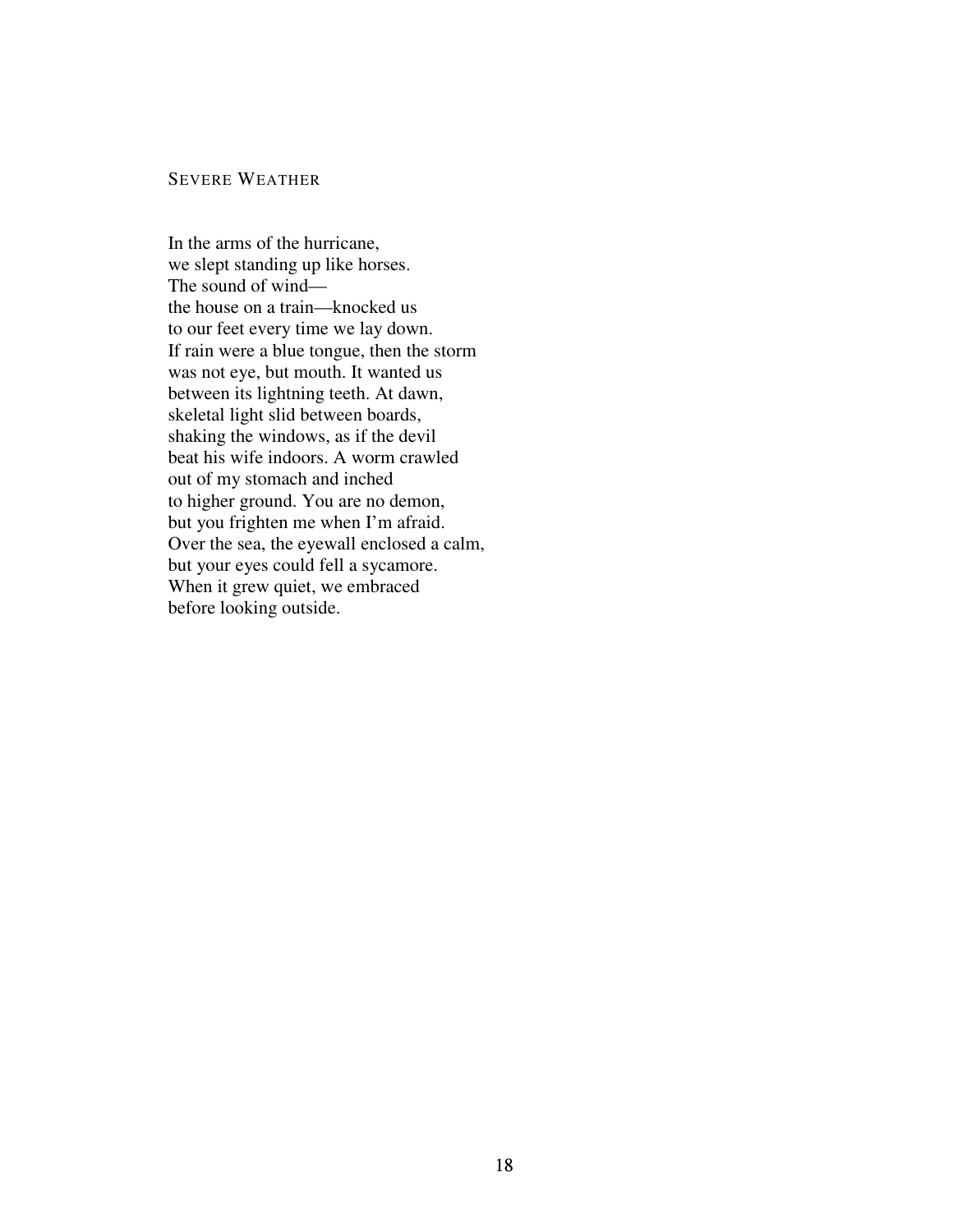## Severe Weather

In the arms of the hurricane,
we slept standing up like horses.
The sound of wind—
the house on a train—knocked us
to our feet every time we lay down.
If rain were a blue tongue, then the storm
was not eye, but mouth. It wanted us
between its lightning teeth. At dawn,
skeletal light slid between boards,
shaking the windows, as if the devil
beat his wife indoors. A worm crawled
out of my stomach and inched
to higher ground. You are no demon,
but you frighten me when I'm afraid.
Over the sea, the eyewall enclosed a calm,
but your eyes could fell a sycamore.
When it grew quiet, we embraced
before looking outside.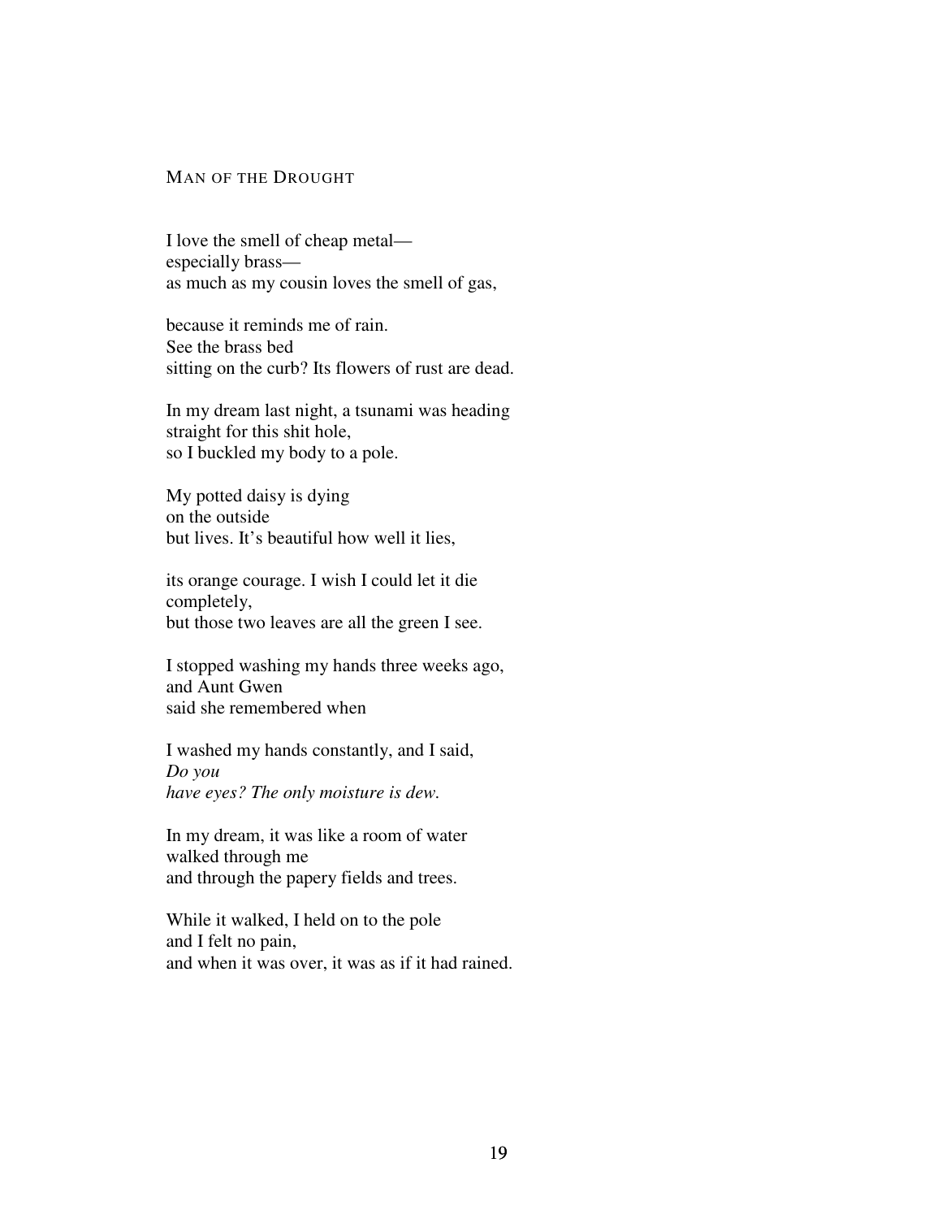## Man of the Drought

I love the smell of cheap metal—
especially brass—
as much as my cousin loves the smell of gas,

because it reminds me of rain.
See the brass bed
sitting on the curb? Its flowers of rust are dead.

In my dream last night, a tsunami was heading
straight for this shit hole,
so I buckled my body to a pole.

My potted daisy is dying
on the outside
but lives. It's beautiful how well it lies,

its orange courage. I wish I could let it die
completely,
but those two leaves are all the green I see.

I stopped washing my hands three weeks ago,
and Aunt Gwen
said she remembered when

I washed my hands constantly, and I said,
*Do you*
*have eyes? The only moisture is dew.*

In my dream, it was like a room of water
walked through me
and through the papery fields and trees.

While it walked, I held on to the pole
and I felt no pain,
and when it was over, it was as if it had rained.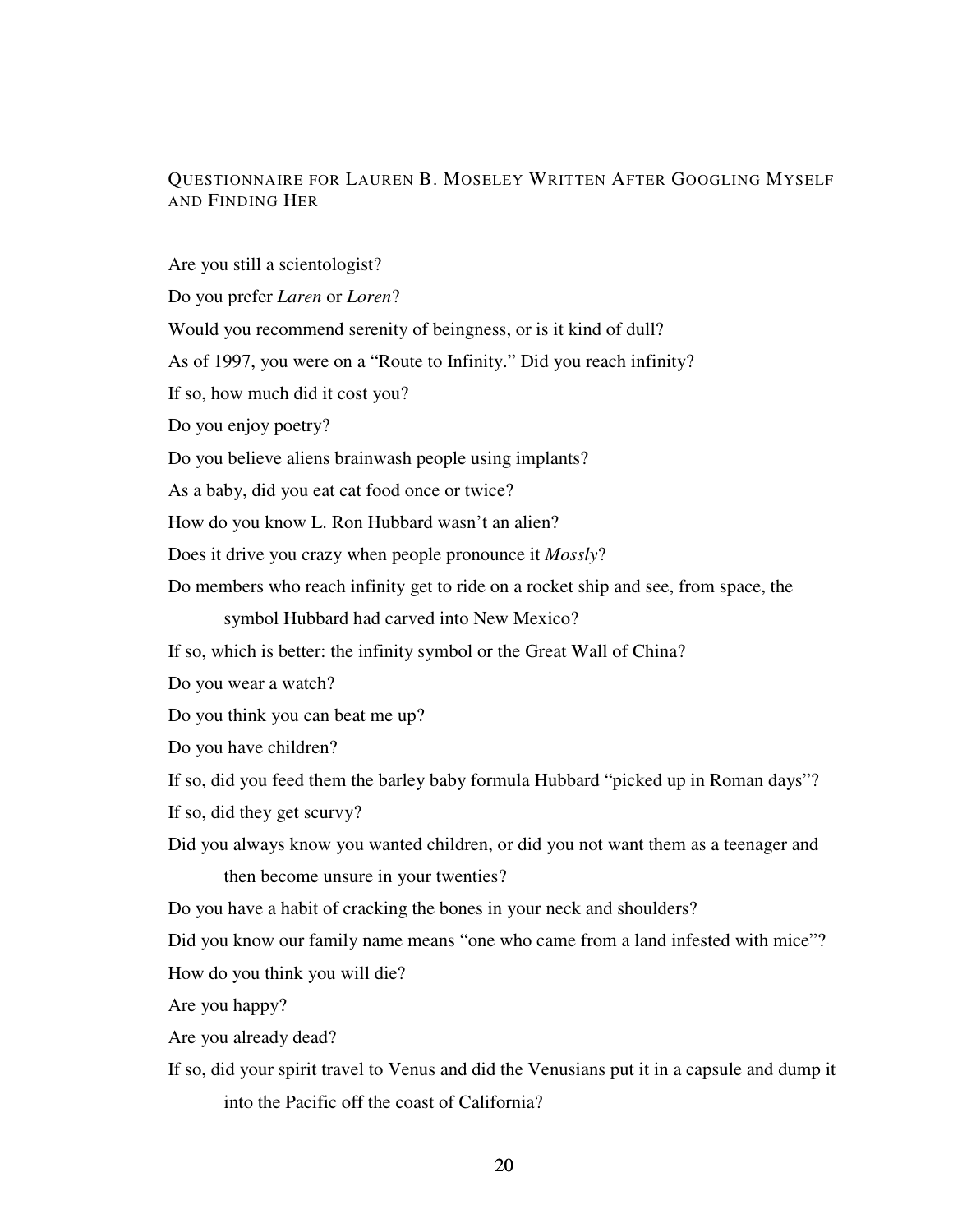## Questionnaire for Lauren B. Moseley Written After Googling Myself and Finding Her

Are you still a scientologist?

Do you prefer *Laren* or *Loren*?

Would you recommend serenity of beingness, or is it kind of dull?

As of 1997, you were on a "Route to Infinity." Did you reach infinity?

If so, how much did it cost you?

Do you enjoy poetry?

Do you believe aliens brainwash people using implants?

As a baby, did you eat cat food once or twice?

How do you know L. Ron Hubbard wasn't an alien?

Does it drive you crazy when people pronounce it *Mossly*?

Do members who reach infinity get to ride on a rocket ship and see, from space, the symbol Hubbard had carved into New Mexico?

If so, which is better: the infinity symbol or the Great Wall of China?

Do you wear a watch?

Do you think you can beat me up?

Do you have children?

If so, did you feed them the barley baby formula Hubbard "picked up in Roman days"?

If so, did they get scurvy?

Did you always know you wanted children, or did you not want them as a teenager and then become unsure in your twenties?

Do you have a habit of cracking the bones in your neck and shoulders?

Did you know our family name means "one who came from a land infested with mice"?

How do you think you will die?

Are you happy?

Are you already dead?

If so, did your spirit travel to Venus and did the Venusians put it in a capsule and dump it into the Pacific off the coast of California?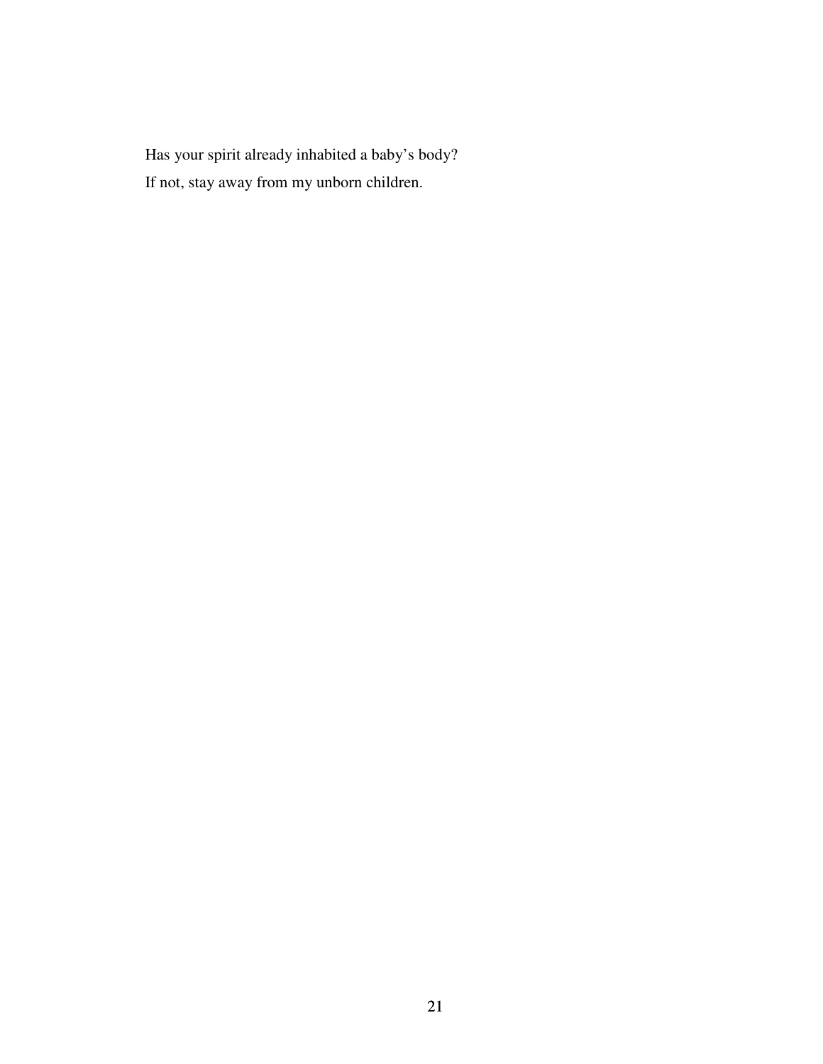Has your spirit already inhabited a baby's body?
If not, stay away from my unborn children.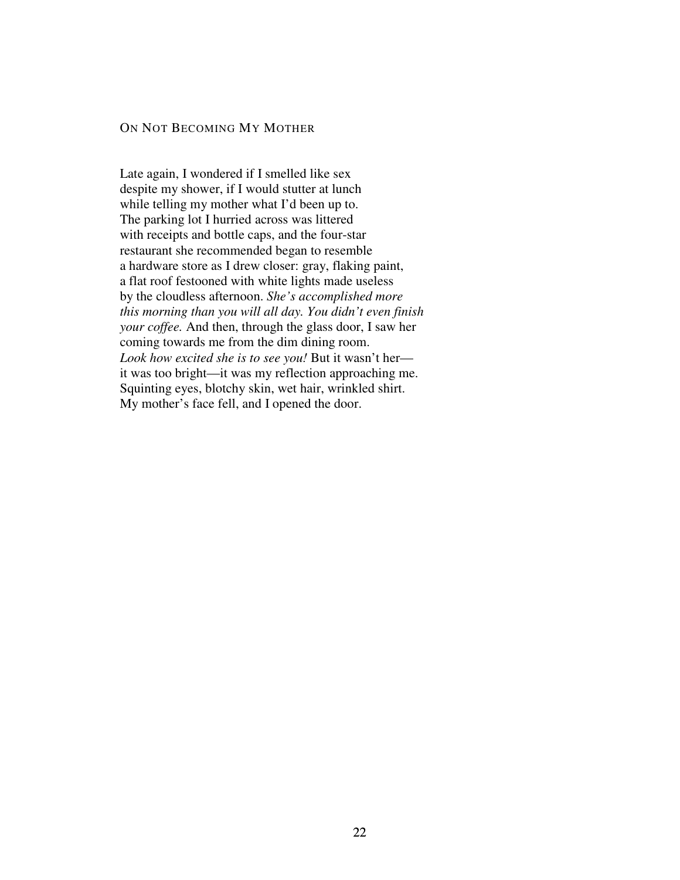## On Not Becoming My Mother

Late again, I wondered if I smelled like sex  
despite my shower, if I would stutter at lunch  
while telling my mother what I'd been up to.  
The parking lot I hurried across was littered  
with receipts and bottle caps, and the four-star  
restaurant she recommended began to resemble  
a hardware store as I drew closer: gray, flaking paint,  
a flat roof festooned with white lights made useless  
by the cloudless afternoon. *She's accomplished more*  
*this morning than you will all day. You didn't even finish*  
*your coffee.* And then, through the glass door, I saw her  
coming towards me from the dim dining room.  
*Look how excited she is to see you!* But it wasn't her—  
it was too bright—it was my reflection approaching me.  
Squinting eyes, blotchy skin, wet hair, wrinkled shirt.  
My mother's face fell, and I opened the door.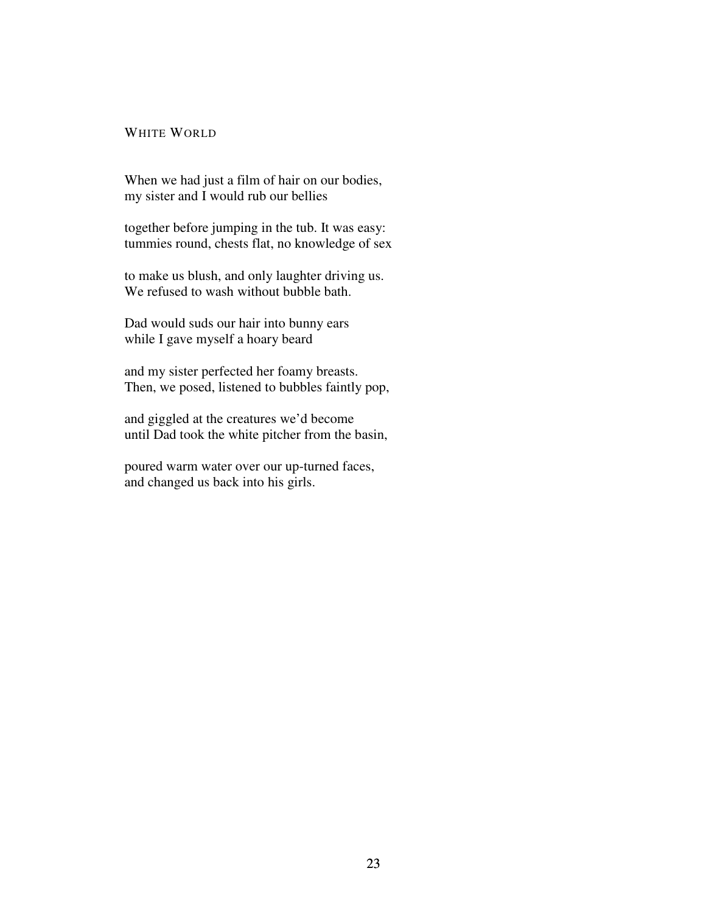## White World

When we had just a film of hair on our bodies,  
my sister and I would rub our bellies

together before jumping in the tub. It was easy:  
tummies round, chests flat, no knowledge of sex

to make us blush, and only laughter driving us.  
We refused to wash without bubble bath.

Dad would suds our hair into bunny ears  
while I gave myself a hoary beard

and my sister perfected her foamy breasts.  
Then, we posed, listened to bubbles faintly pop,

and giggled at the creatures we'd become  
until Dad took the white pitcher from the basin,

poured warm water over our up-turned faces,  
and changed us back into his girls.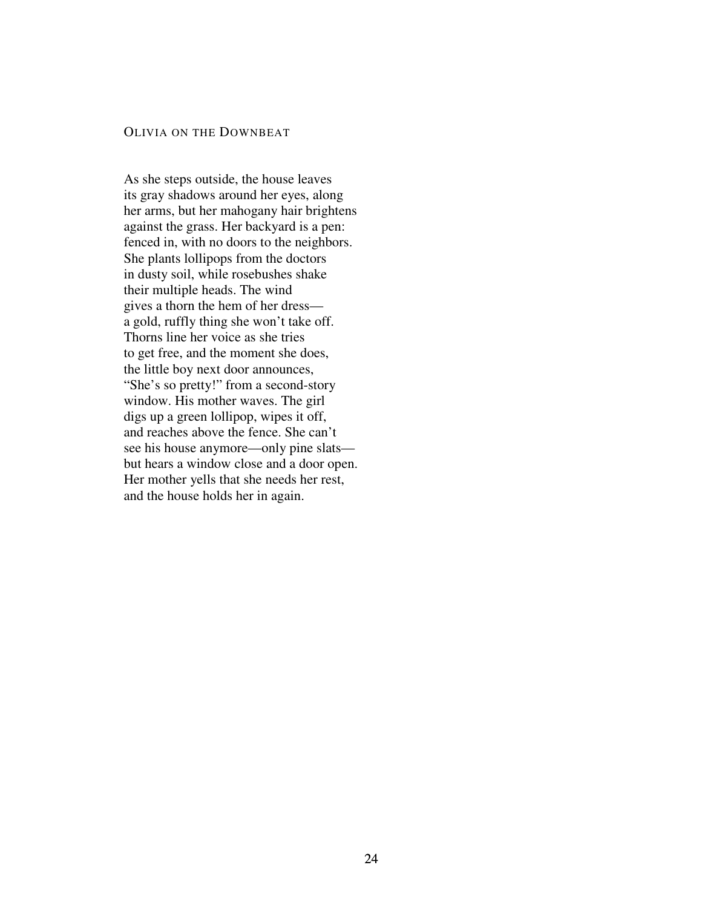## OLIVIA ON THE DOWNBEAT

As she steps outside, the house leaves  
its gray shadows around her eyes, along  
her arms, but her mahogany hair brightens  
against the grass. Her backyard is a pen:  
fenced in, with no doors to the neighbors.  
She plants lollipops from the doctors  
in dusty soil, while rosebushes shake  
their multiple heads. The wind  
gives a thorn the hem of her dress—  
a gold, ruffly thing she won't take off.  
Thorns line her voice as she tries  
to get free, and the moment she does,  
the little boy next door announces,  
"She's so pretty!" from a second-story  
window. His mother waves. The girl  
digs up a green lollipop, wipes it off,  
and reaches above the fence. She can't  
see his house anymore—only pine slats—  
but hears a window close and a door open.  
Her mother yells that she needs her rest,  
and the house holds her in again.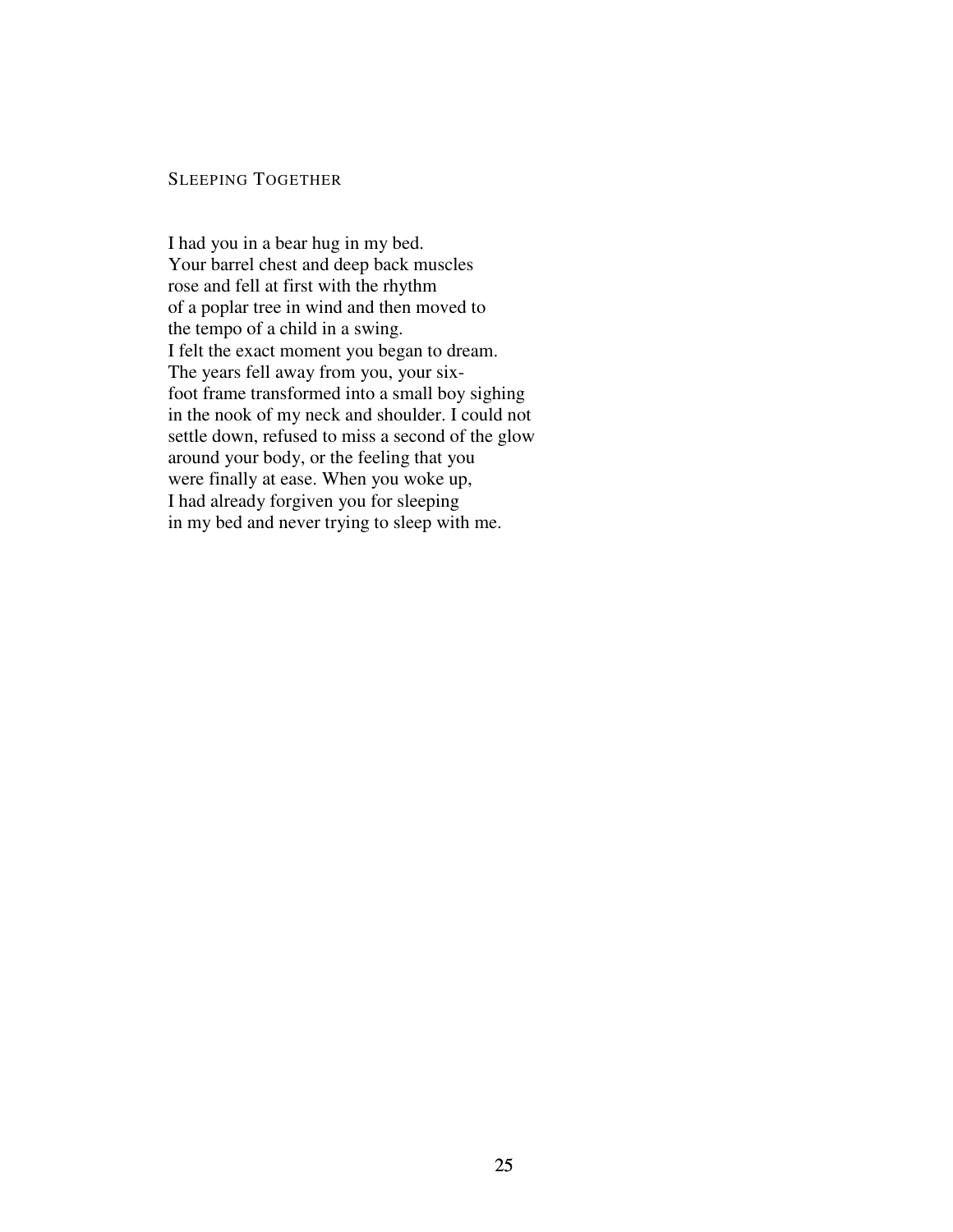## Sleeping Together

I had you in a bear hug in my bed.
Your barrel chest and deep back muscles
rose and fell at first with the rhythm
of a poplar tree in wind and then moved to
the tempo of a child in a swing.
I felt the exact moment you began to dream.
The years fell away from you, your six-
foot frame transformed into a small boy sighing
in the nook of my neck and shoulder. I could not
settle down, refused to miss a second of the glow
around your body, or the feeling that you
were finally at ease. When you woke up,
I had already forgiven you for sleeping
in my bed and never trying to sleep with me.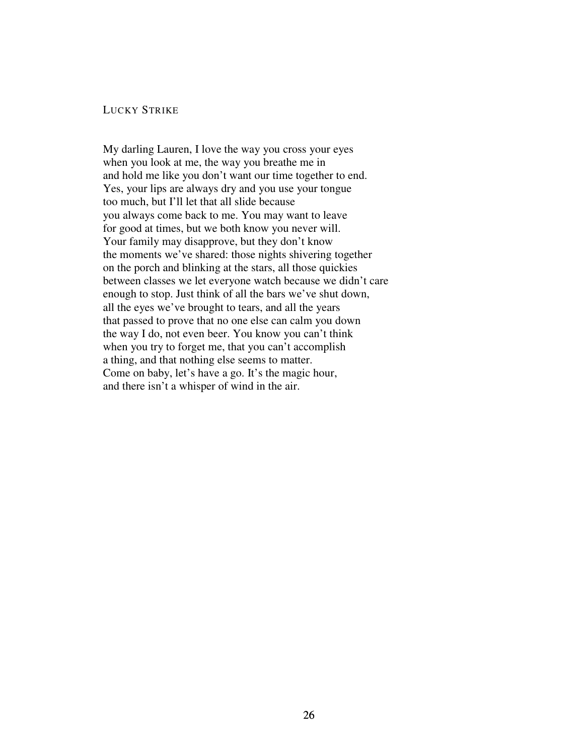## LUCKY STRIKE

My darling Lauren, I love the way you cross your eyes
when you look at me, the way you breathe me in
and hold me like you don't want our time together to end.
Yes, your lips are always dry and you use your tongue
too much, but I'll let that all slide because
you always come back to me. You may want to leave
for good at times, but we both know you never will.
Your family may disapprove, but they don't know
the moments we've shared: those nights shivering together
on the porch and blinking at the stars, all those quickies
between classes we let everyone watch because we didn't care
enough to stop. Just think of all the bars we've shut down,
all the eyes we've brought to tears, and all the years
that passed to prove that no one else can calm you down
the way I do, not even beer. You know you can't think
when you try to forget me, that you can't accomplish
a thing, and that nothing else seems to matter.
Come on baby, let's have a go. It's the magic hour,
and there isn't a whisper of wind in the air.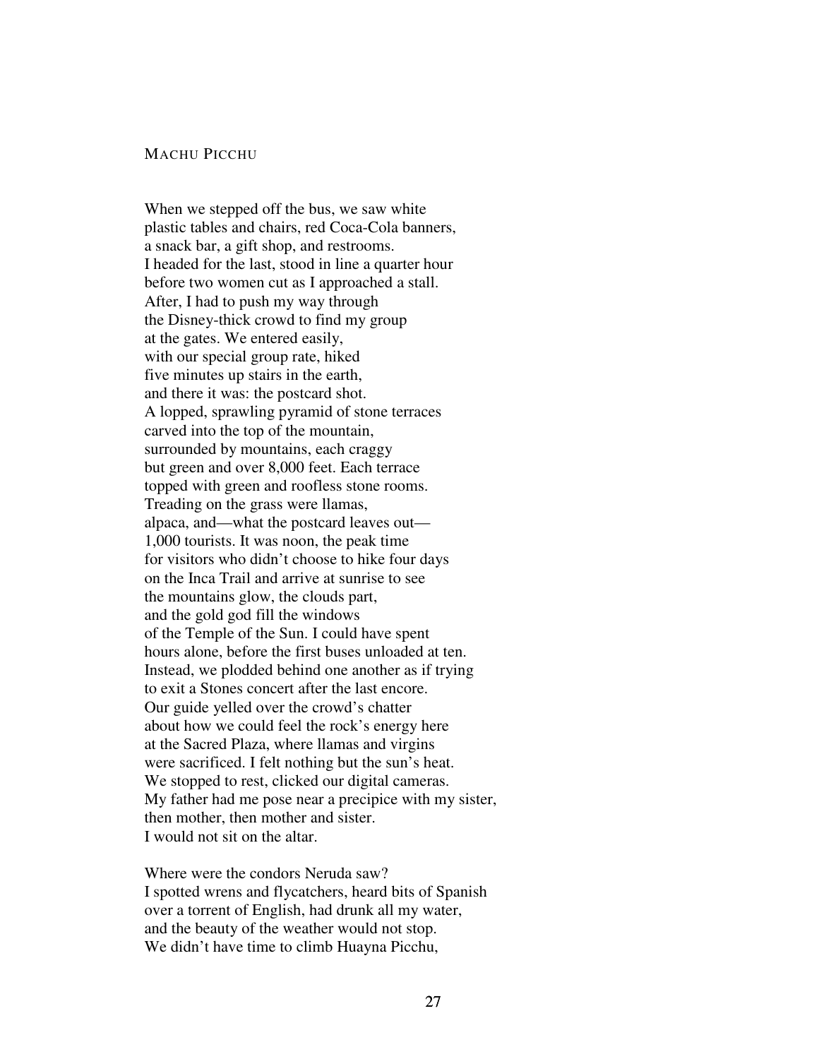# Machu Picchu

When we stepped off the bus, we saw white  
plastic tables and chairs, red Coca-Cola banners,  
a snack bar, a gift shop, and restrooms.  
I headed for the last, stood in line a quarter hour  
before two women cut as I approached a stall.  
After, I had to push my way through  
the Disney-thick crowd to find my group  
at the gates. We entered easily,  
with our special group rate, hiked  
five minutes up stairs in the earth,  
and there it was: the postcard shot.  
A lopped, sprawling pyramid of stone terraces  
carved into the top of the mountain,  
surrounded by mountains, each craggy  
but green and over 8,000 feet. Each terrace  
topped with green and roofless stone rooms.  
Treading on the grass were llamas,  
alpaca, and—what the postcard leaves out—  
1,000 tourists. It was noon, the peak time  
for visitors who didn't choose to hike four days  
on the Inca Trail and arrive at sunrise to see  
the mountains glow, the clouds part,  
and the gold god fill the windows  
of the Temple of the Sun. I could have spent  
hours alone, before the first buses unloaded at ten.  
Instead, we plodded behind one another as if trying  
to exit a Stones concert after the last encore.  
Our guide yelled over the crowd's chatter  
about how we could feel the rock's energy here  
at the Sacred Plaza, where llamas and virgins  
were sacrificed. I felt nothing but the sun's heat.  
We stopped to rest, clicked our digital cameras.  
My father had me pose near a precipice with my sister,  
then mother, then mother and sister.  
I would not sit on the altar.

Where were the condors Neruda saw?  
I spotted wrens and flycatchers, heard bits of Spanish  
over a torrent of English, had drunk all my water,  
and the beauty of the weather would not stop.  
We didn't have time to climb Huayna Picchu,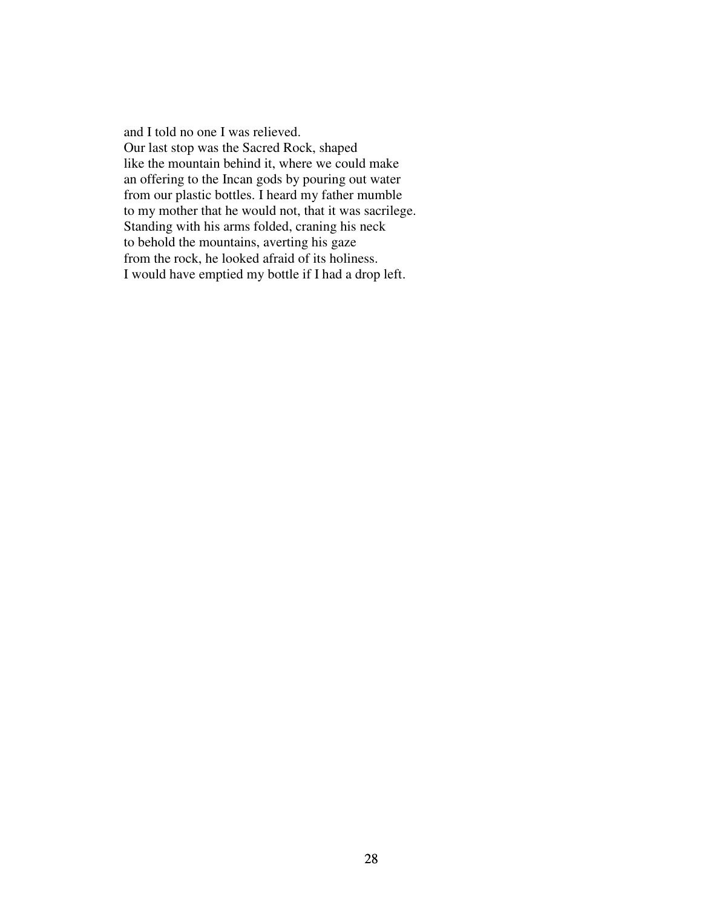and I told no one I was relieved.
Our last stop was the Sacred Rock, shaped
like the mountain behind it, where we could make
an offering to the Incan gods by pouring out water
from our plastic bottles. I heard my father mumble
to my mother that he would not, that it was sacrilege.
Standing with his arms folded, craning his neck
to behold the mountains, averting his gaze
from the rock, he looked afraid of its holiness.
I would have emptied my bottle if I had a drop left.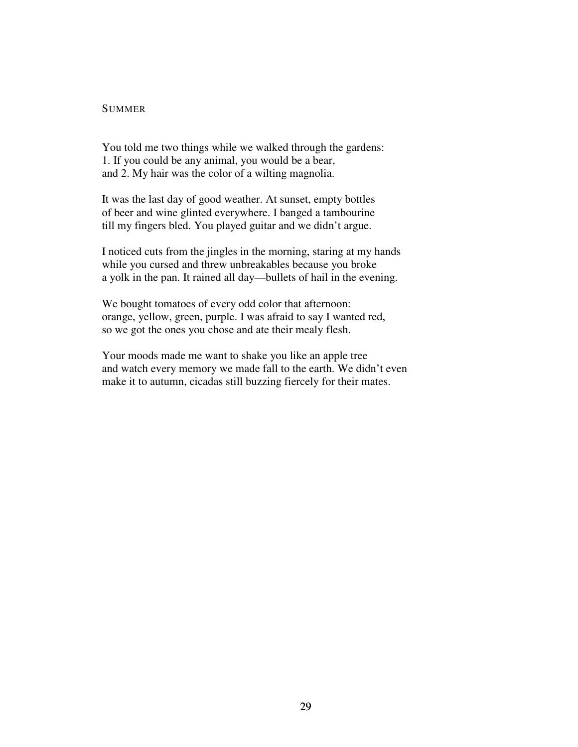## Summer

You told me two things while we walked through the gardens:
1. If you could be any animal, you would be a bear,
and 2. My hair was the color of a wilting magnolia.

It was the last day of good weather. At sunset, empty bottles
of beer and wine glinted everywhere. I banged a tambourine
till my fingers bled. You played guitar and we didn't argue.

I noticed cuts from the jingles in the morning, staring at my hands
while you cursed and threw unbreakables because you broke
a yolk in the pan. It rained all day—bullets of hail in the evening.

We bought tomatoes of every odd color that afternoon:
orange, yellow, green, purple. I was afraid to say I wanted red,
so we got the ones you chose and ate their mealy flesh.

Your moods made me want to shake you like an apple tree
and watch every memory we made fall to the earth. We didn't even
make it to autumn, cicadas still buzzing fiercely for their mates.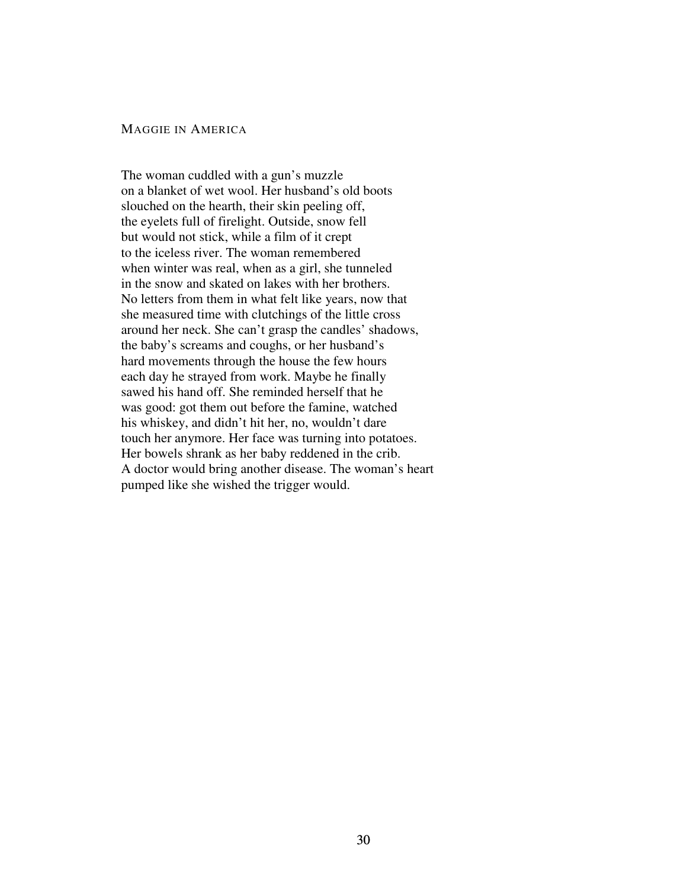## MAGGIE IN AMERICA

The woman cuddled with a gun's muzzle  
on a blanket of wet wool. Her husband's old boots  
slouched on the hearth, their skin peeling off,  
the eyelets full of firelight. Outside, snow fell  
but would not stick, while a film of it crept  
to the iceless river. The woman remembered  
when winter was real, when as a girl, she tunneled  
in the snow and skated on lakes with her brothers.  
No letters from them in what felt like years, now that  
she measured time with clutchings of the little cross  
around her neck. She can't grasp the candles' shadows,  
the baby's screams and coughs, or her husband's  
hard movements through the house the few hours  
each day he strayed from work. Maybe he finally  
sawed his hand off. She reminded herself that he  
was good: got them out before the famine, watched  
his whiskey, and didn't hit her, no, wouldn't dare  
touch her anymore. Her face was turning into potatoes.  
Her bowels shrank as her baby reddened in the crib.  
A doctor would bring another disease. The woman's heart  
pumped like she wished the trigger would.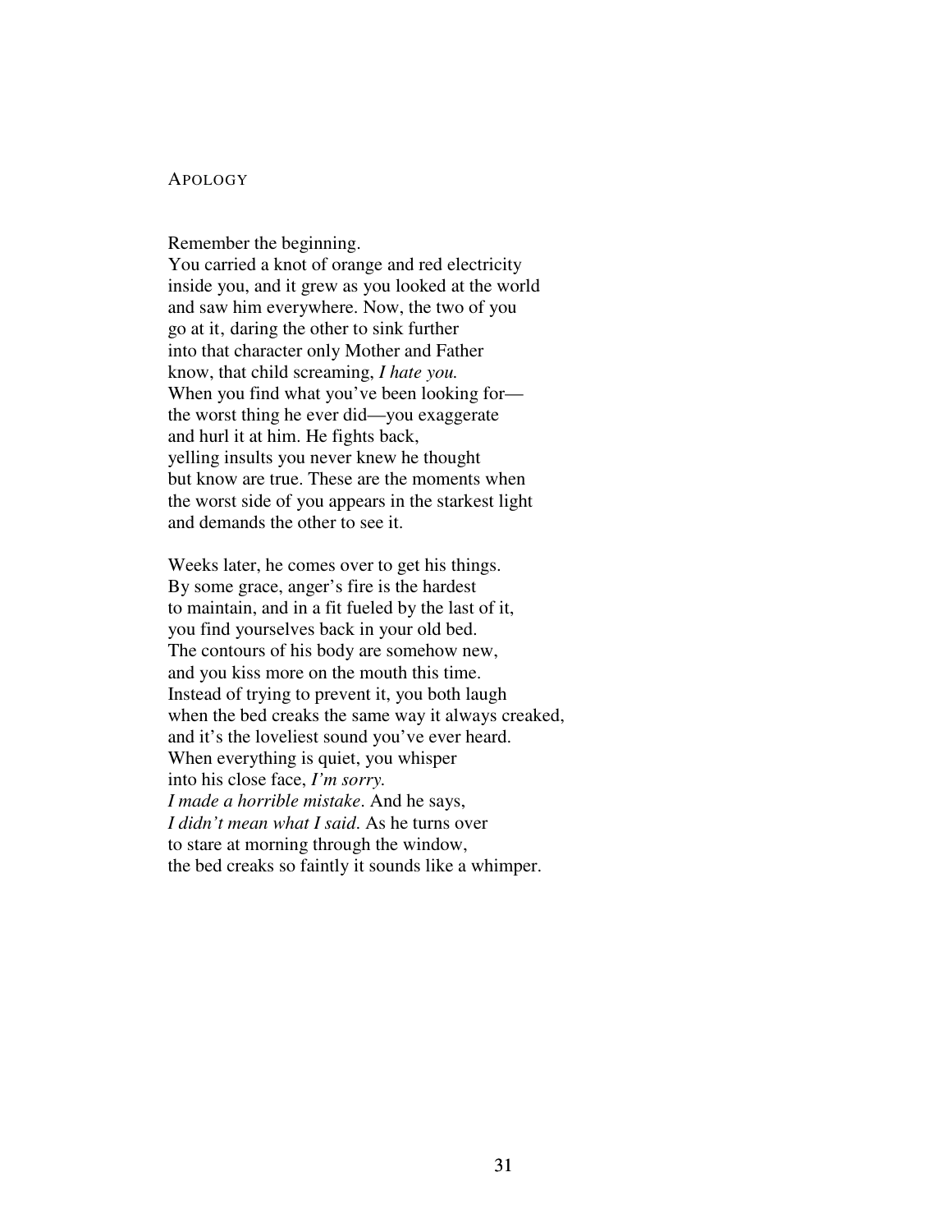## APOLOGY

Remember the beginning.  
You carried a knot of orange and red electricity  
inside you, and it grew as you looked at the world  
and saw him everywhere. Now, the two of you  
go at it, daring the other to sink further  
into that character only Mother and Father  
know, that child screaming, *I hate you.*  
When you find what you've been looking for—  
the worst thing he ever did—you exaggerate  
and hurl it at him. He fights back,  
yelling insults you never knew he thought  
but know are true. These are the moments when  
the worst side of you appears in the starkest light  
and demands the other to see it.

Weeks later, he comes over to get his things.  
By some grace, anger's fire is the hardest  
to maintain, and in a fit fueled by the last of it,  
you find yourselves back in your old bed.  
The contours of his body are somehow new,  
and you kiss more on the mouth this time.  
Instead of trying to prevent it, you both laugh  
when the bed creaks the same way it always creaked,  
and it's the loveliest sound you've ever heard.  
When everything is quiet, you whisper  
into his close face, *I'm sorry.*  
*I made a horrible mistake*. And he says,  
*I didn't mean what I said.* As he turns over  
to stare at morning through the window,  
the bed creaks so faintly it sounds like a whimper.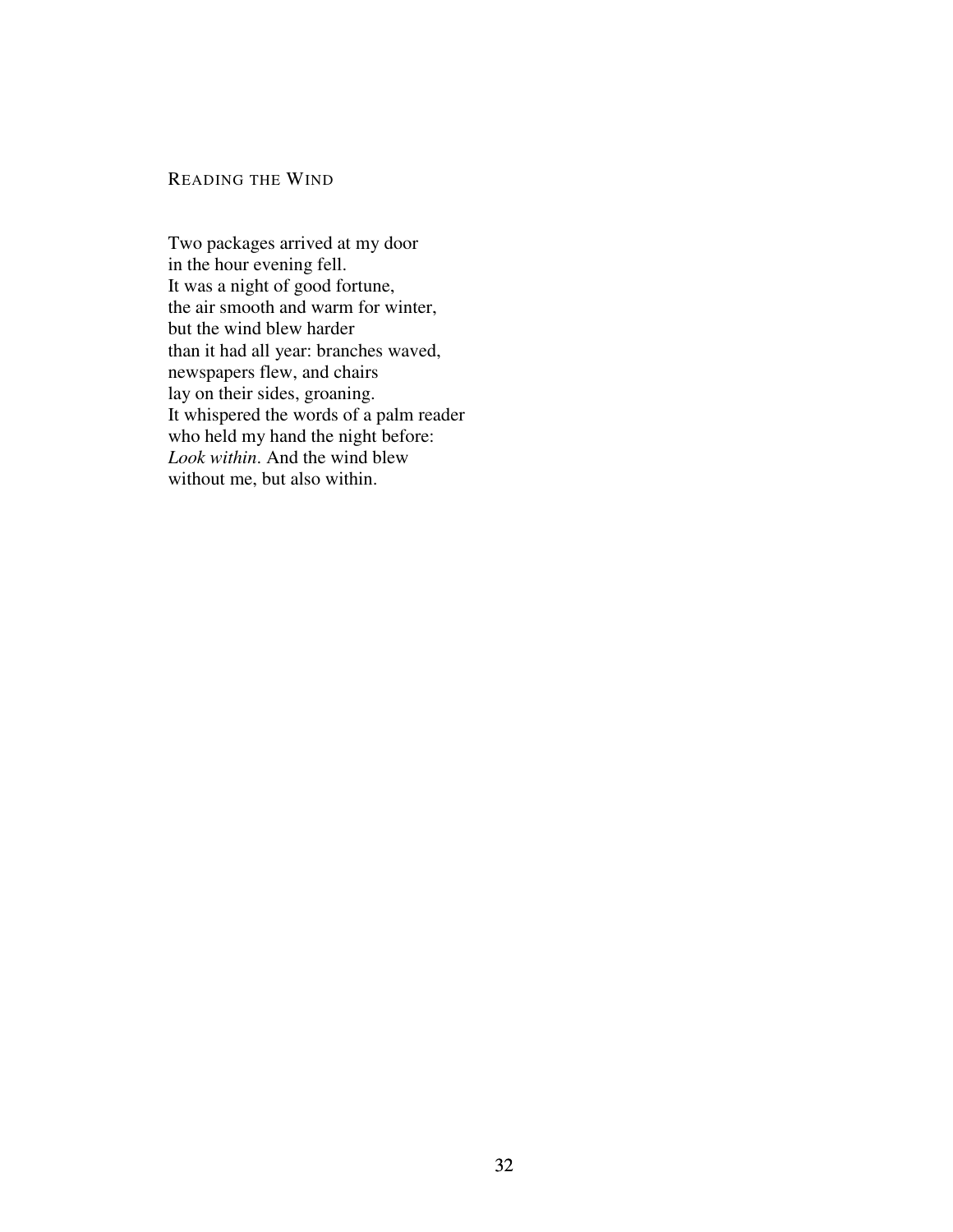## Reading the Wind

Two packages arrived at my door
in the hour evening fell.
It was a night of good fortune,
the air smooth and warm for winter,
but the wind blew harder
than it had all year: branches waved,
newspapers flew, and chairs
lay on their sides, groaning.
It whispered the words of a palm reader
who held my hand the night before:
*Look within*. And the wind blew
without me, but also within.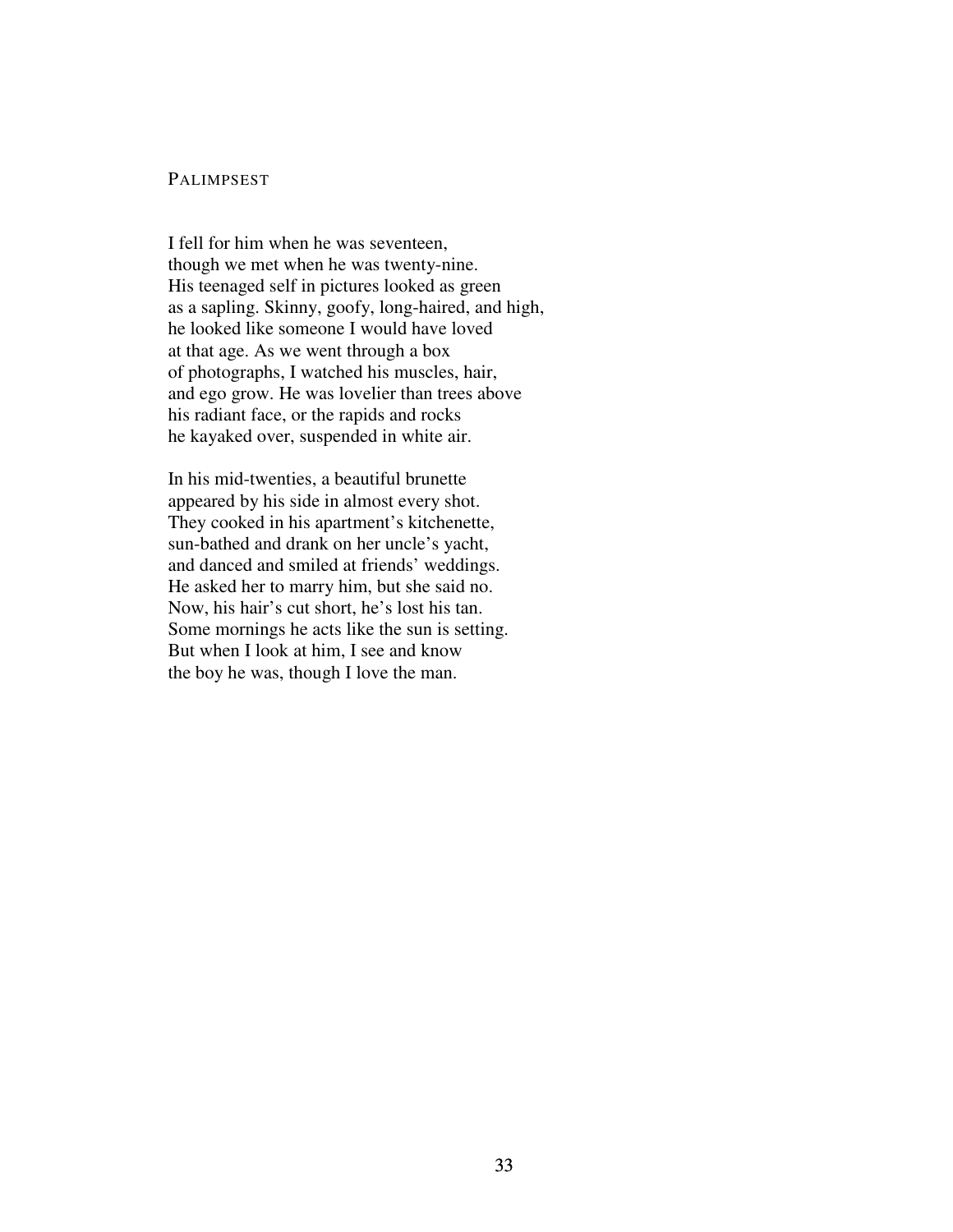## Palimpsest

I fell for him when he was seventeen,  
though we met when he was twenty-nine.  
His teenaged self in pictures looked as green  
as a sapling. Skinny, goofy, long-haired, and high,  
he looked like someone I would have loved  
at that age. As we went through a box  
of photographs, I watched his muscles, hair,  
and ego grow. He was lovelier than trees above  
his radiant face, or the rapids and rocks  
he kayaked over, suspended in white air.

In his mid-twenties, a beautiful brunette  
appeared by his side in almost every shot.  
They cooked in his apartment's kitchenette,  
sun-bathed and drank on her uncle's yacht,  
and danced and smiled at friends' weddings.  
He asked her to marry him, but she said no.  
Now, his hair's cut short, he's lost his tan.  
Some mornings he acts like the sun is setting.  
But when I look at him, I see and know  
the boy he was, though I love the man.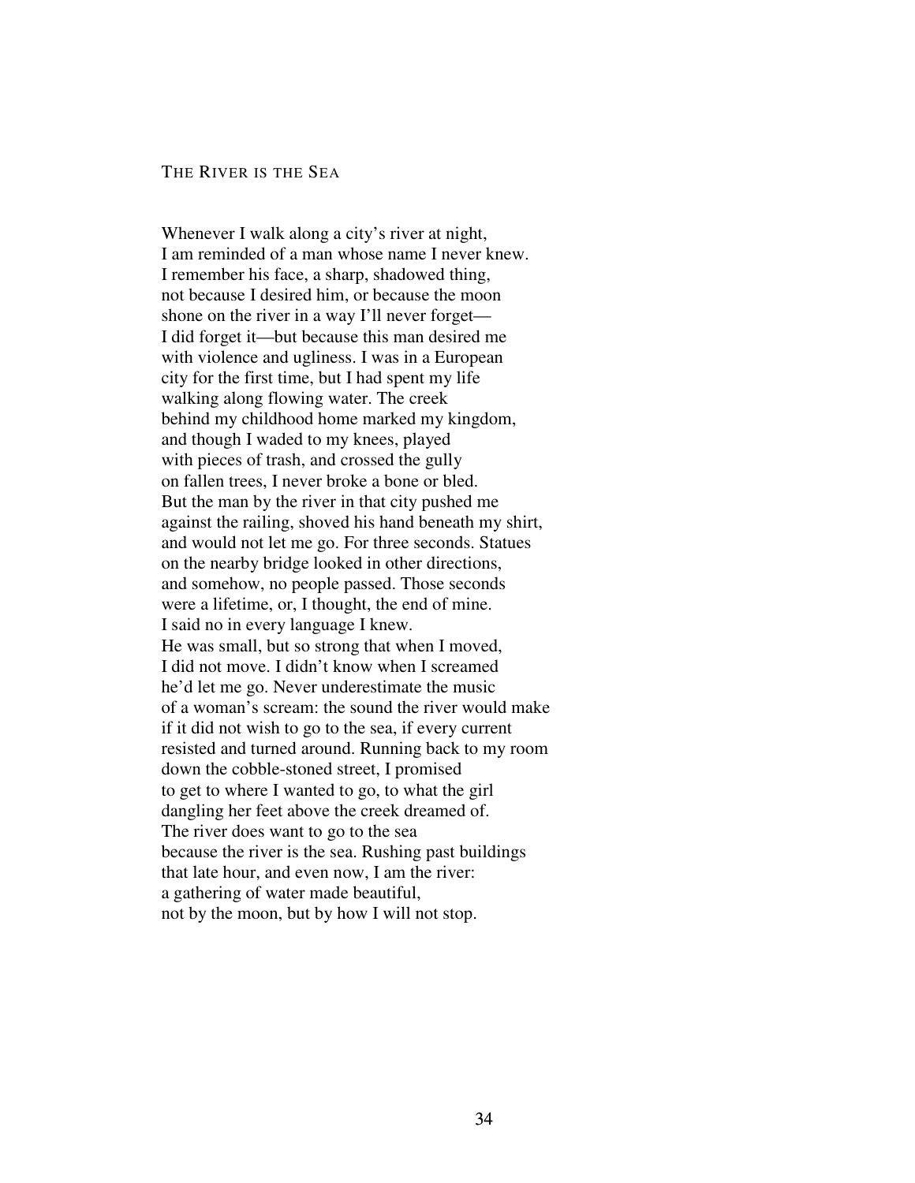## The River is the Sea

Whenever I walk along a city's river at night,
I am reminded of a man whose name I never knew.
I remember his face, a sharp, shadowed thing,
not because I desired him, or because the moon
shone on the river in a way I'll never forget—
I did forget it—but because this man desired me
with violence and ugliness. I was in a European
city for the first time, but I had spent my life
walking along flowing water. The creek
behind my childhood home marked my kingdom,
and though I waded to my knees, played
with pieces of trash, and crossed the gully
on fallen trees, I never broke a bone or bled.
But the man by the river in that city pushed me
against the railing, shoved his hand beneath my shirt,
and would not let me go. For three seconds. Statues
on the nearby bridge looked in other directions,
and somehow, no people passed. Those seconds
were a lifetime, or, I thought, the end of mine.
I said no in every language I knew.
He was small, but so strong that when I moved,
I did not move. I didn't know when I screamed
he'd let me go. Never underestimate the music
of a woman's scream: the sound the river would make
if it did not wish to go to the sea, if every current
resisted and turned around. Running back to my room
down the cobble-stoned street, I promised
to get to where I wanted to go, to what the girl
dangling her feet above the creek dreamed of.
The river does want to go to the sea
because the river is the sea. Rushing past buildings
that late hour, and even now, I am the river:
a gathering of water made beautiful,
not by the moon, but by how I will not stop.